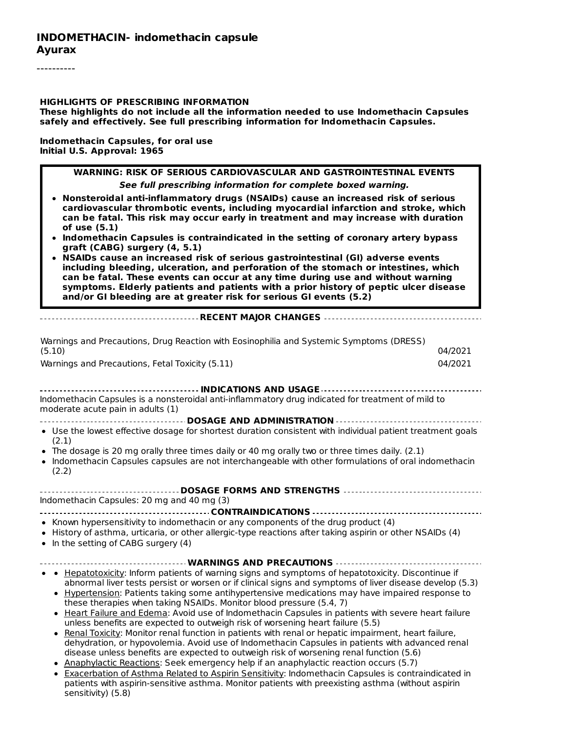# INDOMETHACIN- indomethacin capsule
**Ayurax**

----------

**HIGHLIGHTS OF PRESCRIBING INFORMATION**
**These highlights do not include all the information needed to use Indomethacin Capsules safely and effectively. See full prescribing information for Indomethacin Capsules.**

**Indomethacin Capsules, for oral use**
**Initial U.S. Approval: 1965**

**WARNING: RISK OF SERIOUS CARDIOVASCULAR AND GASTROINTESTINAL EVENTS**
***See full prescribing information for complete boxed warning.***

- **Nonsteroidal anti-inflammatory drugs (NSAIDs) cause an increased risk of serious cardiovascular thrombotic events, including myocardial infarction and stroke, which can be fatal. This risk may occur early in treatment and may increase with duration of use (5.1)**
- **Indomethacin Capsules is contraindicated in the setting of coronary artery bypass graft (CABG) surgery (4, 5.1)**
- **NSAIDs cause an increased risk of serious gastrointestinal (GI) adverse events including bleeding, ulceration, and perforation of the stomach or intestines, which can be fatal. These events can occur at any time during use and without warning symptoms. Elderly patients and patients with a prior history of peptic ulcer disease and/or GI bleeding are at greater risk for serious GI events (5.2)**

**RECENT MAJOR CHANGES**

| | |
|---|---|
| Warnings and Precautions, Drug Reaction with Eosinophilia and Systemic Symptoms (DRESS) (5.10) | 04/2021 |
| Warnings and Precautions, Fetal Toxicity (5.11) | 04/2021 |

**INDICATIONS AND USAGE**

Indomethacin Capsules is a nonsteroidal anti-inflammatory drug indicated for treatment of mild to moderate acute pain in adults (1)

**DOSAGE AND ADMINISTRATION**

- Use the lowest effective dosage for shortest duration consistent with individual patient treatment goals (2.1)
- The dosage is 20 mg orally three times daily or 40 mg orally two or three times daily. (2.1)
- Indomethacin Capsules capsules are not interchangeable with other formulations of oral indomethacin (2.2)

**DOSAGE FORMS AND STRENGTHS**

Indomethacin Capsules: 20 mg and 40 mg (3)

**CONTRAINDICATIONS**

- Known hypersensitivity to indomethacin or any components of the drug product (4)
- History of asthma, urticaria, or other allergic-type reactions after taking aspirin or other NSAIDs (4)
- In the setting of CABG surgery (4)

**WARNINGS AND PRECAUTIONS**

- Hepatotoxicity: Inform patients of warning signs and symptoms of hepatotoxicity. Discontinue if abnormal liver tests persist or worsen or if clinical signs and symptoms of liver disease develop (5.3)
- Hypertension: Patients taking some antihypertensive medications may have impaired response to these therapies when taking NSAIDs. Monitor blood pressure (5.4, 7)
- Heart Failure and Edema: Avoid use of Indomethacin Capsules in patients with severe heart failure unless benefits are expected to outweigh risk of worsening heart failure (5.5)
- Renal Toxicity: Monitor renal function in patients with renal or hepatic impairment, heart failure, dehydration, or hypovolemia. Avoid use of Indomethacin Capsules in patients with advanced renal disease unless benefits are expected to outweigh risk of worsening renal function (5.6)
- Anaphylactic Reactions: Seek emergency help if an anaphylactic reaction occurs (5.7)
- Exacerbation of Asthma Related to Aspirin Sensitivity: Indomethacin Capsules is contraindicated in patients with aspirin-sensitive asthma. Monitor patients with preexisting asthma (without aspirin sensitivity) (5.8)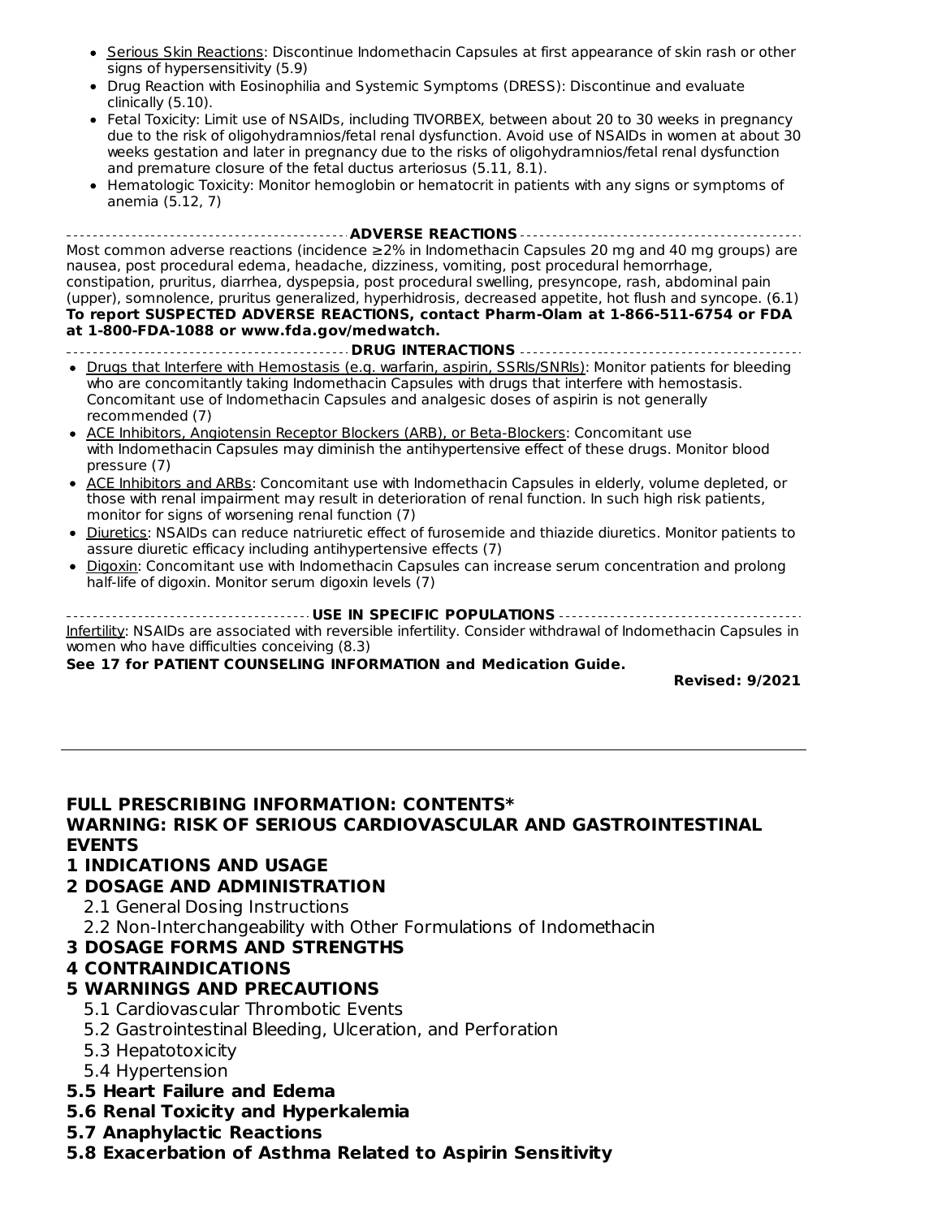- Serious Skin Reactions: Discontinue Indomethacin Capsules at first appearance of skin rash or other signs of hypersensitivity (5.9)
- Drug Reaction with Eosinophilia and Systemic Symptoms (DRESS): Discontinue and evaluate clinically (5.10).
- Fetal Toxicity: Limit use of NSAIDs, including TIVORBEX, between about 20 to 30 weeks in pregnancy due to the risk of oligohydramnios/fetal renal dysfunction. Avoid use of NSAIDs in women at about 30 weeks gestation and later in pregnancy due to the risks of oligohydramnios/fetal renal dysfunction and premature closure of the fetal ductus arteriosus (5.11, 8.1).
- Hematologic Toxicity: Monitor hemoglobin or hematocrit in patients with any signs or symptoms of anemia (5.12, 7)

**ADVERSE REACTIONS**

Most common adverse reactions (incidence ≥2% in Indomethacin Capsules 20 mg and 40 mg groups) are nausea, post procedural edema, headache, dizziness, vomiting, post procedural hemorrhage, constipation, pruritus, diarrhea, dyspepsia, post procedural swelling, presyncope, rash, abdominal pain (upper), somnolence, pruritus generalized, hyperhidrosis, decreased appetite, hot flush and syncope. (6.1)

**To report SUSPECTED ADVERSE REACTIONS, contact Pharm-Olam at 1-866-511-6754 or FDA at 1-800-FDA-1088 or www.fda.gov/medwatch.**

**DRUG INTERACTIONS**

- Drugs that Interfere with Hemostasis (e.g. warfarin, aspirin, SSRIs/SNRIs): Monitor patients for bleeding who are concomitantly taking Indomethacin Capsules with drugs that interfere with hemostasis. Concomitant use of Indomethacin Capsules and analgesic doses of aspirin is not generally recommended (7)
- ACE Inhibitors, Angiotensin Receptor Blockers (ARB), or Beta-Blockers: Concomitant use with Indomethacin Capsules may diminish the antihypertensive effect of these drugs. Monitor blood pressure (7)
- ACE Inhibitors and ARBs: Concomitant use with Indomethacin Capsules in elderly, volume depleted, or those with renal impairment may result in deterioration of renal function. In such high risk patients, monitor for signs of worsening renal function (7)
- Diuretics: NSAIDs can reduce natriuretic effect of furosemide and thiazide diuretics. Monitor patients to assure diuretic efficacy including antihypertensive effects (7)
- Digoxin: Concomitant use with Indomethacin Capsules can increase serum concentration and prolong half-life of digoxin. Monitor serum digoxin levels (7)

**USE IN SPECIFIC POPULATIONS**

Infertility: NSAIDs are associated with reversible infertility. Consider withdrawal of Indomethacin Capsules in women who have difficulties conceiving (8.3)

**See 17 for PATIENT COUNSELING INFORMATION and Medication Guide.**

**Revised: 9/2021**

---

**FULL PRESCRIBING INFORMATION: CONTENTS***

**WARNING: RISK OF SERIOUS CARDIOVASCULAR AND GASTROINTESTINAL EVENTS**

**1 INDICATIONS AND USAGE**

**2 DOSAGE AND ADMINISTRATION**

2.1 General Dosing Instructions

2.2 Non-Interchangeability with Other Formulations of Indomethacin

**3 DOSAGE FORMS AND STRENGTHS**

**4 CONTRAINDICATIONS**

**5 WARNINGS AND PRECAUTIONS**

5.1 Cardiovascular Thrombotic Events

5.2 Gastrointestinal Bleeding, Ulceration, and Perforation

5.3 Hepatotoxicity

5.4 Hypertension

**5.5 Heart Failure and Edema**

**5.6 Renal Toxicity and Hyperkalemia**

**5.7 Anaphylactic Reactions**

**5.8 Exacerbation of Asthma Related to Aspirin Sensitivity**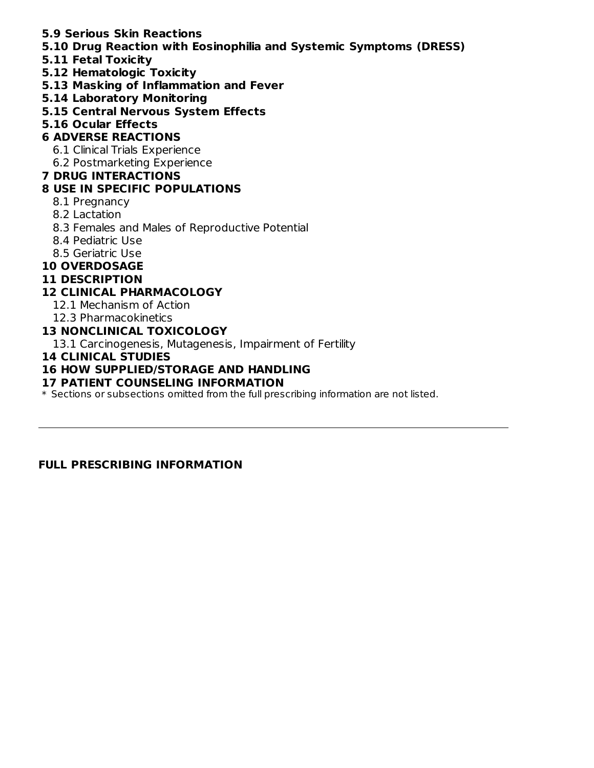**5.9 Serious Skin Reactions**
**5.10 Drug Reaction with Eosinophilia and Systemic Symptoms (DRESS)**
**5.11 Fetal Toxicity**
**5.12 Hematologic Toxicity**
**5.13 Masking of Inflammation and Fever**
**5.14 Laboratory Monitoring**
**5.15 Central Nervous System Effects**
**5.16 Ocular Effects**
**6 ADVERSE REACTIONS**
6.1 Clinical Trials Experience
6.2 Postmarketing Experience
**7 DRUG INTERACTIONS**
**8 USE IN SPECIFIC POPULATIONS**
8.1 Pregnancy
8.2 Lactation
8.3 Females and Males of Reproductive Potential
8.4 Pediatric Use
8.5 Geriatric Use
**10 OVERDOSAGE**
**11 DESCRIPTION**
**12 CLINICAL PHARMACOLOGY**
12.1 Mechanism of Action
12.3 Pharmacokinetics
**13 NONCLINICAL TOXICOLOGY**
13.1 Carcinogenesis, Mutagenesis, Impairment of Fertility
**14 CLINICAL STUDIES**
**16 HOW SUPPLIED/STORAGE AND HANDLING**
**17 PATIENT COUNSELING INFORMATION**

* Sections or subsections omitted from the full prescribing information are not listed.

---

## FULL PRESCRIBING INFORMATION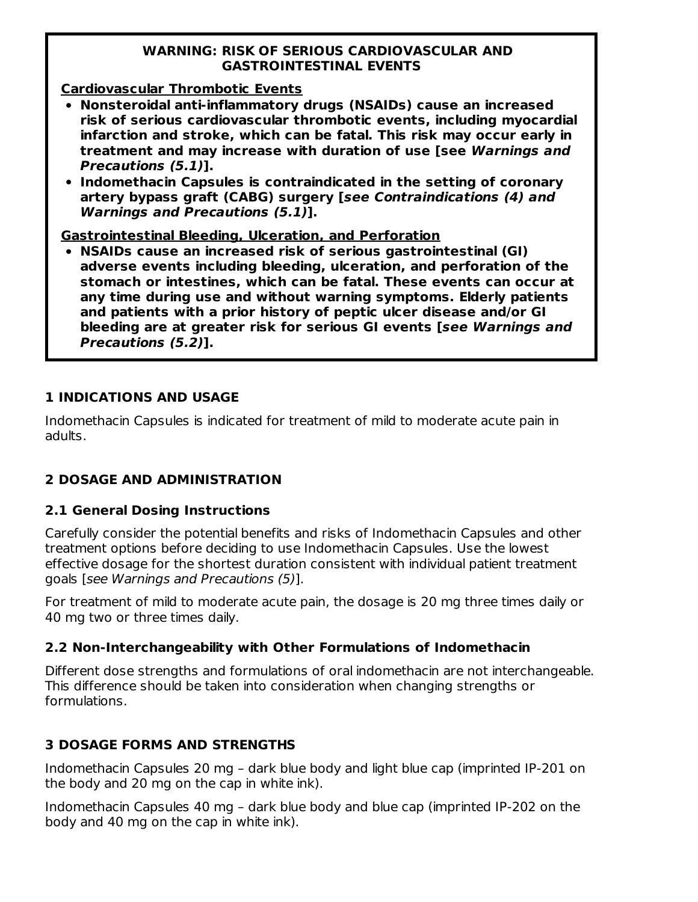**WARNING: RISK OF SERIOUS CARDIOVASCULAR AND GASTROINTESTINAL EVENTS**

**Cardiovascular Thrombotic Events**

- **Nonsteroidal anti-inflammatory drugs (NSAIDs) cause an increased risk of serious cardiovascular thrombotic events, including myocardial infarction and stroke, which can be fatal. This risk may occur early in treatment and may increase with duration of use [see *Warnings and Precautions (5.1)*].**
- **Indomethacin Capsules is contraindicated in the setting of coronary artery bypass graft (CABG) surgery [*see Contraindications (4) and Warnings and Precautions (5.1)*].**

**Gastrointestinal Bleeding, Ulceration, and Perforation**

- **NSAIDs cause an increased risk of serious gastrointestinal (GI) adverse events including bleeding, ulceration, and perforation of the stomach or intestines, which can be fatal. These events can occur at any time during use and without warning symptoms. Elderly patients and patients with a prior history of peptic ulcer disease and/or GI bleeding are at greater risk for serious GI events [*see Warnings and Precautions (5.2)*].**

## 1 INDICATIONS AND USAGE

Indomethacin Capsules is indicated for treatment of mild to moderate acute pain in adults.

## 2 DOSAGE AND ADMINISTRATION

### 2.1 General Dosing Instructions

Carefully consider the potential benefits and risks of Indomethacin Capsules and other treatment options before deciding to use Indomethacin Capsules. Use the lowest effective dosage for the shortest duration consistent with individual patient treatment goals [*see Warnings and Precautions (5)*].

For treatment of mild to moderate acute pain, the dosage is 20 mg three times daily or 40 mg two or three times daily.

### 2.2 Non-Interchangeability with Other Formulations of Indomethacin

Different dose strengths and formulations of oral indomethacin are not interchangeable. This difference should be taken into consideration when changing strengths or formulations.

## 3 DOSAGE FORMS AND STRENGTHS

Indomethacin Capsules 20 mg – dark blue body and light blue cap (imprinted IP-201 on the body and 20 mg on the cap in white ink).

Indomethacin Capsules 40 mg – dark blue body and blue cap (imprinted IP-202 on the body and 40 mg on the cap in white ink).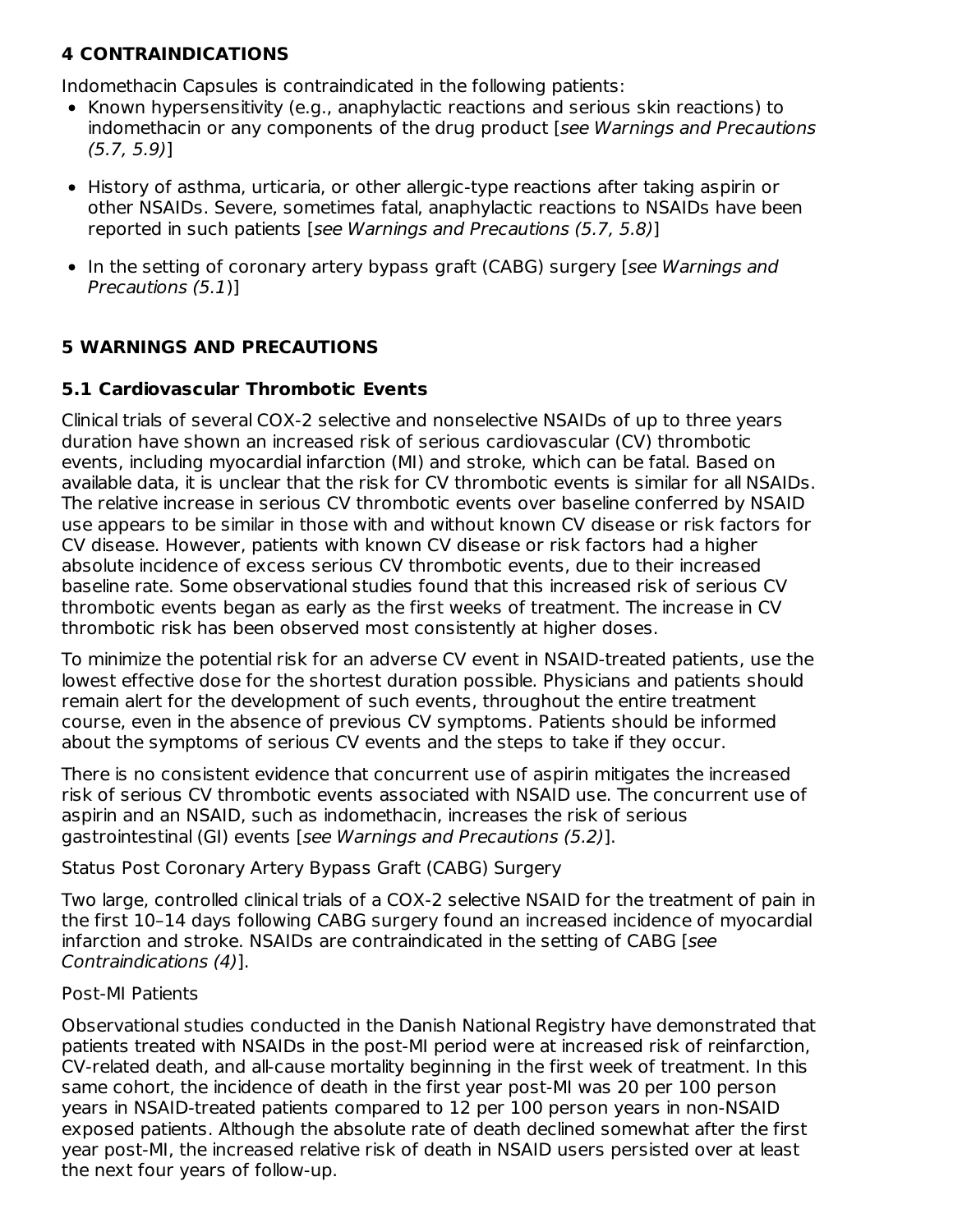## 4 CONTRAINDICATIONS

Indomethacin Capsules is contraindicated in the following patients:

- Known hypersensitivity (e.g., anaphylactic reactions and serious skin reactions) to indomethacin or any components of the drug product [*see Warnings and Precautions (5.7, 5.9)*]
- History of asthma, urticaria, or other allergic-type reactions after taking aspirin or other NSAIDs. Severe, sometimes fatal, anaphylactic reactions to NSAIDs have been reported in such patients [*see Warnings and Precautions (5.7, 5.8)*]
- In the setting of coronary artery bypass graft (CABG) surgery [*see Warnings and Precautions (5.1)*]

## 5 WARNINGS AND PRECAUTIONS

### 5.1 Cardiovascular Thrombotic Events

Clinical trials of several COX-2 selective and nonselective NSAIDs of up to three years duration have shown an increased risk of serious cardiovascular (CV) thrombotic events, including myocardial infarction (MI) and stroke, which can be fatal. Based on available data, it is unclear that the risk for CV thrombotic events is similar for all NSAIDs. The relative increase in serious CV thrombotic events over baseline conferred by NSAID use appears to be similar in those with and without known CV disease or risk factors for CV disease. However, patients with known CV disease or risk factors had a higher absolute incidence of excess serious CV thrombotic events, due to their increased baseline rate. Some observational studies found that this increased risk of serious CV thrombotic events began as early as the first weeks of treatment. The increase in CV thrombotic risk has been observed most consistently at higher doses.

To minimize the potential risk for an adverse CV event in NSAID-treated patients, use the lowest effective dose for the shortest duration possible. Physicians and patients should remain alert for the development of such events, throughout the entire treatment course, even in the absence of previous CV symptoms. Patients should be informed about the symptoms of serious CV events and the steps to take if they occur.

There is no consistent evidence that concurrent use of aspirin mitigates the increased risk of serious CV thrombotic events associated with NSAID use. The concurrent use of aspirin and an NSAID, such as indomethacin, increases the risk of serious gastrointestinal (GI) events [*see Warnings and Precautions (5.2)*].

Status Post Coronary Artery Bypass Graft (CABG) Surgery

Two large, controlled clinical trials of a COX-2 selective NSAID for the treatment of pain in the first 10–14 days following CABG surgery found an increased incidence of myocardial infarction and stroke. NSAIDs are contraindicated in the setting of CABG [*see Contraindications (4)*].

Post-MI Patients

Observational studies conducted in the Danish National Registry have demonstrated that patients treated with NSAIDs in the post-MI period were at increased risk of reinfarction, CV-related death, and all-cause mortality beginning in the first week of treatment. In this same cohort, the incidence of death in the first year post-MI was 20 per 100 person years in NSAID-treated patients compared to 12 per 100 person years in non-NSAID exposed patients. Although the absolute rate of death declined somewhat after the first year post-MI, the increased relative risk of death in NSAID users persisted over at least the next four years of follow-up.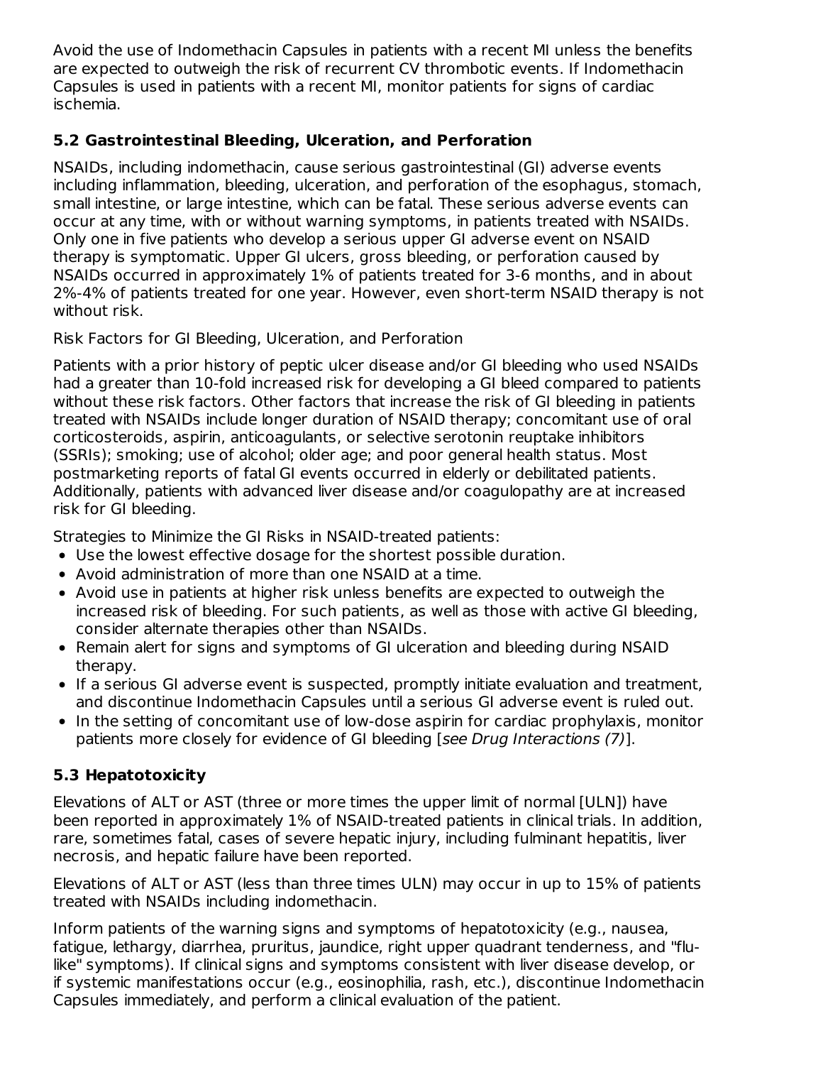Avoid the use of Indomethacin Capsules in patients with a recent MI unless the benefits are expected to outweigh the risk of recurrent CV thrombotic events. If Indomethacin Capsules is used in patients with a recent MI, monitor patients for signs of cardiac ischemia.

### 5.2 Gastrointestinal Bleeding, Ulceration, and Perforation

NSAIDs, including indomethacin, cause serious gastrointestinal (GI) adverse events including inflammation, bleeding, ulceration, and perforation of the esophagus, stomach, small intestine, or large intestine, which can be fatal. These serious adverse events can occur at any time, with or without warning symptoms, in patients treated with NSAIDs. Only one in five patients who develop a serious upper GI adverse event on NSAID therapy is symptomatic. Upper GI ulcers, gross bleeding, or perforation caused by NSAIDs occurred in approximately 1% of patients treated for 3-6 months, and in about 2%-4% of patients treated for one year. However, even short-term NSAID therapy is not without risk.

Risk Factors for GI Bleeding, Ulceration, and Perforation

Patients with a prior history of peptic ulcer disease and/or GI bleeding who used NSAIDs had a greater than 10-fold increased risk for developing a GI bleed compared to patients without these risk factors. Other factors that increase the risk of GI bleeding in patients treated with NSAIDs include longer duration of NSAID therapy; concomitant use of oral corticosteroids, aspirin, anticoagulants, or selective serotonin reuptake inhibitors (SSRIs); smoking; use of alcohol; older age; and poor general health status. Most postmarketing reports of fatal GI events occurred in elderly or debilitated patients. Additionally, patients with advanced liver disease and/or coagulopathy are at increased risk for GI bleeding.

Strategies to Minimize the GI Risks in NSAID-treated patients:

- Use the lowest effective dosage for the shortest possible duration.
- Avoid administration of more than one NSAID at a time.
- Avoid use in patients at higher risk unless benefits are expected to outweigh the increased risk of bleeding. For such patients, as well as those with active GI bleeding, consider alternate therapies other than NSAIDs.
- Remain alert for signs and symptoms of GI ulceration and bleeding during NSAID therapy.
- If a serious GI adverse event is suspected, promptly initiate evaluation and treatment, and discontinue Indomethacin Capsules until a serious GI adverse event is ruled out.
- In the setting of concomitant use of low-dose aspirin for cardiac prophylaxis, monitor patients more closely for evidence of GI bleeding [*see Drug Interactions (7)*].

### 5.3 Hepatotoxicity

Elevations of ALT or AST (three or more times the upper limit of normal [ULN]) have been reported in approximately 1% of NSAID-treated patients in clinical trials. In addition, rare, sometimes fatal, cases of severe hepatic injury, including fulminant hepatitis, liver necrosis, and hepatic failure have been reported.

Elevations of ALT or AST (less than three times ULN) may occur in up to 15% of patients treated with NSAIDs including indomethacin.

Inform patients of the warning signs and symptoms of hepatotoxicity (e.g., nausea, fatigue, lethargy, diarrhea, pruritus, jaundice, right upper quadrant tenderness, and "flu-like" symptoms). If clinical signs and symptoms consistent with liver disease develop, or if systemic manifestations occur (e.g., eosinophilia, rash, etc.), discontinue Indomethacin Capsules immediately, and perform a clinical evaluation of the patient.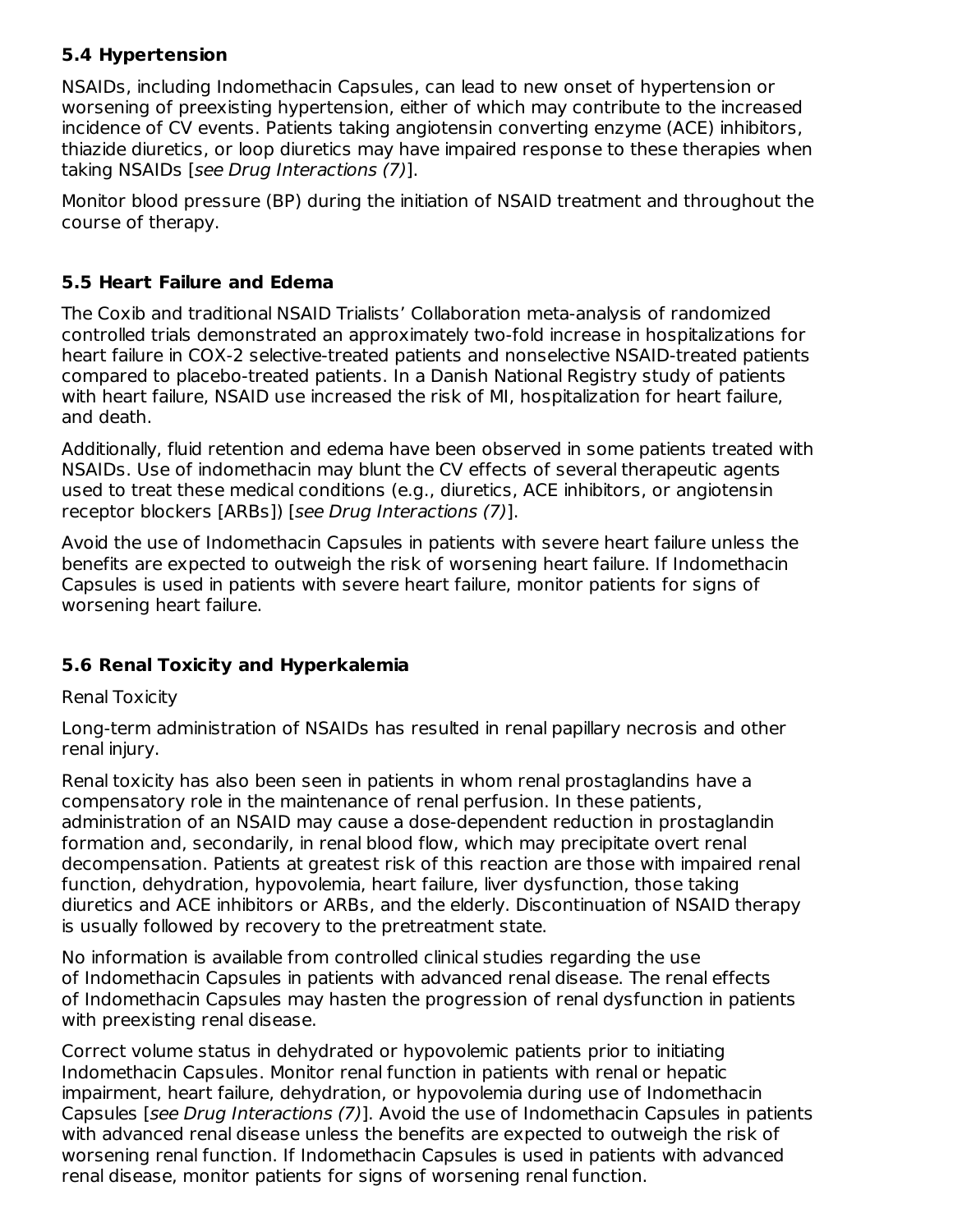### 5.4 Hypertension

NSAIDs, including Indomethacin Capsules, can lead to new onset of hypertension or worsening of preexisting hypertension, either of which may contribute to the increased incidence of CV events. Patients taking angiotensin converting enzyme (ACE) inhibitors, thiazide diuretics, or loop diuretics may have impaired response to these therapies when taking NSAIDs [*see Drug Interactions (7)*].

Monitor blood pressure (BP) during the initiation of NSAID treatment and throughout the course of therapy.

### 5.5 Heart Failure and Edema

The Coxib and traditional NSAID Trialists' Collaboration meta-analysis of randomized controlled trials demonstrated an approximately two-fold increase in hospitalizations for heart failure in COX-2 selective-treated patients and nonselective NSAID-treated patients compared to placebo-treated patients. In a Danish National Registry study of patients with heart failure, NSAID use increased the risk of MI, hospitalization for heart failure, and death.

Additionally, fluid retention and edema have been observed in some patients treated with NSAIDs. Use of indomethacin may blunt the CV effects of several therapeutic agents used to treat these medical conditions (e.g., diuretics, ACE inhibitors, or angiotensin receptor blockers [ARBs]) [*see Drug Interactions (7)*].

Avoid the use of Indomethacin Capsules in patients with severe heart failure unless the benefits are expected to outweigh the risk of worsening heart failure. If Indomethacin Capsules is used in patients with severe heart failure, monitor patients for signs of worsening heart failure.

### 5.6 Renal Toxicity and Hyperkalemia

Renal Toxicity

Long-term administration of NSAIDs has resulted in renal papillary necrosis and other renal injury.

Renal toxicity has also been seen in patients in whom renal prostaglandins have a compensatory role in the maintenance of renal perfusion. In these patients, administration of an NSAID may cause a dose-dependent reduction in prostaglandin formation and, secondarily, in renal blood flow, which may precipitate overt renal decompensation. Patients at greatest risk of this reaction are those with impaired renal function, dehydration, hypovolemia, heart failure, liver dysfunction, those taking diuretics and ACE inhibitors or ARBs, and the elderly. Discontinuation of NSAID therapy is usually followed by recovery to the pretreatment state.

No information is available from controlled clinical studies regarding the use of Indomethacin Capsules in patients with advanced renal disease. The renal effects of Indomethacin Capsules may hasten the progression of renal dysfunction in patients with preexisting renal disease.

Correct volume status in dehydrated or hypovolemic patients prior to initiating Indomethacin Capsules. Monitor renal function in patients with renal or hepatic impairment, heart failure, dehydration, or hypovolemia during use of Indomethacin Capsules [*see Drug Interactions (7)*]. Avoid the use of Indomethacin Capsules in patients with advanced renal disease unless the benefits are expected to outweigh the risk of worsening renal function. If Indomethacin Capsules is used in patients with advanced renal disease, monitor patients for signs of worsening renal function.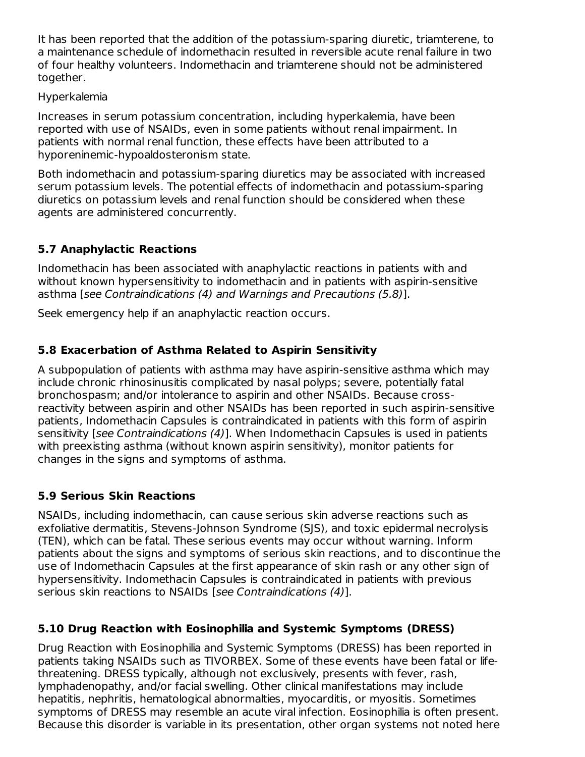It has been reported that the addition of the potassium-sparing diuretic, triamterene, to a maintenance schedule of indomethacin resulted in reversible acute renal failure in two of four healthy volunteers. Indomethacin and triamterene should not be administered together.

Hyperkalemia

Increases in serum potassium concentration, including hyperkalemia, have been reported with use of NSAIDs, even in some patients without renal impairment. In patients with normal renal function, these effects have been attributed to a hyporeninemic-hypoaldosteronism state.

Both indomethacin and potassium-sparing diuretics may be associated with increased serum potassium levels. The potential effects of indomethacin and potassium-sparing diuretics on potassium levels and renal function should be considered when these agents are administered concurrently.

### 5.7 Anaphylactic Reactions

Indomethacin has been associated with anaphylactic reactions in patients with and without known hypersensitivity to indomethacin and in patients with aspirin-sensitive asthma [*see Contraindications (4) and Warnings and Precautions (5.8)*].

Seek emergency help if an anaphylactic reaction occurs.

### 5.8 Exacerbation of Asthma Related to Aspirin Sensitivity

A subpopulation of patients with asthma may have aspirin-sensitive asthma which may include chronic rhinosinusitis complicated by nasal polyps; severe, potentially fatal bronchospasm; and/or intolerance to aspirin and other NSAIDs. Because cross-reactivity between aspirin and other NSAIDs has been reported in such aspirin-sensitive patients, Indomethacin Capsules is contraindicated in patients with this form of aspirin sensitivity [*see Contraindications (4)*]. When Indomethacin Capsules is used in patients with preexisting asthma (without known aspirin sensitivity), monitor patients for changes in the signs and symptoms of asthma.

### 5.9 Serious Skin Reactions

NSAIDs, including indomethacin, can cause serious skin adverse reactions such as exfoliative dermatitis, Stevens-Johnson Syndrome (SJS), and toxic epidermal necrolysis (TEN), which can be fatal. These serious events may occur without warning. Inform patients about the signs and symptoms of serious skin reactions, and to discontinue the use of Indomethacin Capsules at the first appearance of skin rash or any other sign of hypersensitivity. Indomethacin Capsules is contraindicated in patients with previous serious skin reactions to NSAIDs [*see Contraindications (4)*].

### 5.10 Drug Reaction with Eosinophilia and Systemic Symptoms (DRESS)

Drug Reaction with Eosinophilia and Systemic Symptoms (DRESS) has been reported in patients taking NSAIDs such as TIVORBEX. Some of these events have been fatal or life-threatening. DRESS typically, although not exclusively, presents with fever, rash, lymphadenopathy, and/or facial swelling. Other clinical manifestations may include hepatitis, nephritis, hematological abnormalties, myocarditis, or myositis. Sometimes symptoms of DRESS may resemble an acute viral infection. Eosinophilia is often present. Because this disorder is variable in its presentation, other organ systems not noted here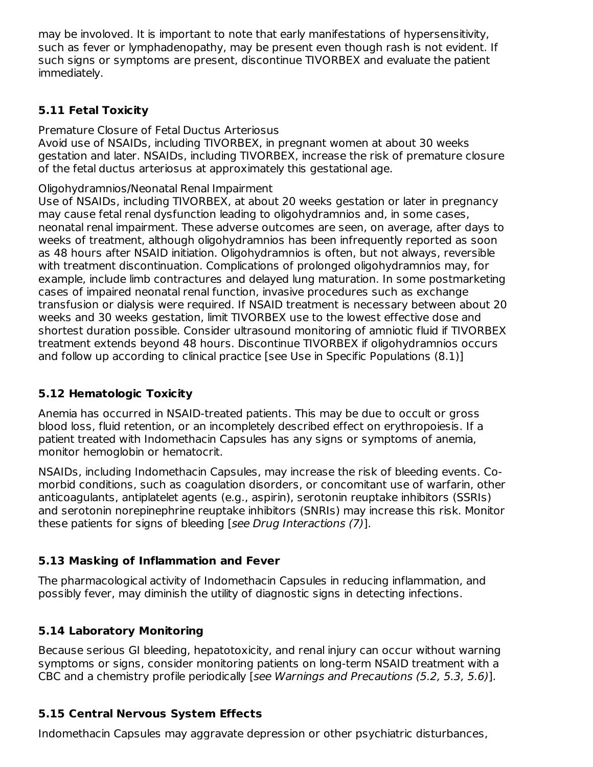may be involoved. It is important to note that early manifestations of hypersensitivity, such as fever or lymphadenopathy, may be present even though rash is not evident. If such signs or symptoms are present, discontinue TIVORBEX and evaluate the patient immediately.

### 5.11 Fetal Toxicity

Premature Closure of Fetal Ductus Arteriosus
Avoid use of NSAIDs, including TIVORBEX, in pregnant women at about 30 weeks gestation and later. NSAIDs, including TIVORBEX, increase the risk of premature closure of the fetal ductus arteriosus at approximately this gestational age.

Oligohydramnios/Neonatal Renal Impairment
Use of NSAIDs, including TIVORBEX, at about 20 weeks gestation or later in pregnancy may cause fetal renal dysfunction leading to oligohydramnios and, in some cases, neonatal renal impairment. These adverse outcomes are seen, on average, after days to weeks of treatment, although oligohydramnios has been infrequently reported as soon as 48 hours after NSAID initiation. Oligohydramnios is often, but not always, reversible with treatment discontinuation. Complications of prolonged oligohydramnios may, for example, include limb contractures and delayed lung maturation. In some postmarketing cases of impaired neonatal renal function, invasive procedures such as exchange transfusion or dialysis were required. If NSAID treatment is necessary between about 20 weeks and 30 weeks gestation, limit TIVORBEX use to the lowest effective dose and shortest duration possible. Consider ultrasound monitoring of amniotic fluid if TIVORBEX treatment extends beyond 48 hours. Discontinue TIVORBEX if oligohydramnios occurs and follow up according to clinical practice [see Use in Specific Populations (8.1)]

### 5.12 Hematologic Toxicity

Anemia has occurred in NSAID-treated patients. This may be due to occult or gross blood loss, fluid retention, or an incompletely described effect on erythropoiesis. If a patient treated with Indomethacin Capsules has any signs or symptoms of anemia, monitor hemoglobin or hematocrit.

NSAIDs, including Indomethacin Capsules, may increase the risk of bleeding events. Co-morbid conditions, such as coagulation disorders, or concomitant use of warfarin, other anticoagulants, antiplatelet agents (e.g., aspirin), serotonin reuptake inhibitors (SSRIs) and serotonin norepinephrine reuptake inhibitors (SNRIs) may increase this risk. Monitor these patients for signs of bleeding [*see Drug Interactions (7)*].

### 5.13 Masking of Inflammation and Fever

The pharmacological activity of Indomethacin Capsules in reducing inflammation, and possibly fever, may diminish the utility of diagnostic signs in detecting infections.

### 5.14 Laboratory Monitoring

Because serious GI bleeding, hepatotoxicity, and renal injury can occur without warning symptoms or signs, consider monitoring patients on long-term NSAID treatment with a CBC and a chemistry profile periodically [*see Warnings and Precautions (5.2, 5.3, 5.6)*].

### 5.15 Central Nervous System Effects

Indomethacin Capsules may aggravate depression or other psychiatric disturbances,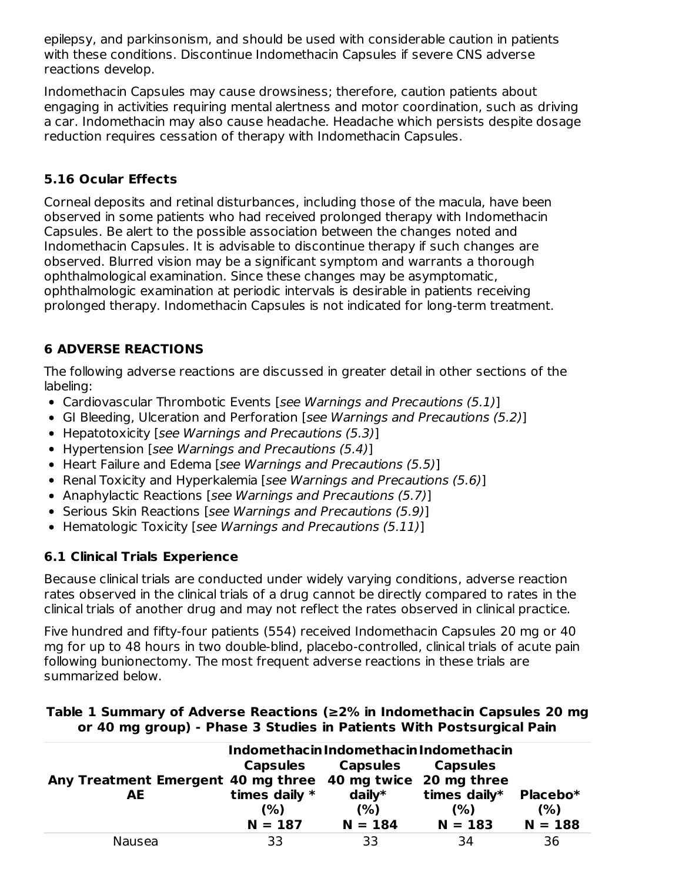epilepsy, and parkinsonism, and should be used with considerable caution in patients with these conditions. Discontinue Indomethacin Capsules if severe CNS adverse reactions develop.

Indomethacin Capsules may cause drowsiness; therefore, caution patients about engaging in activities requiring mental alertness and motor coordination, such as driving a car. Indomethacin may also cause headache. Headache which persists despite dosage reduction requires cessation of therapy with Indomethacin Capsules.

### 5.16 Ocular Effects

Corneal deposits and retinal disturbances, including those of the macula, have been observed in some patients who had received prolonged therapy with Indomethacin Capsules. Be alert to the possible association between the changes noted and Indomethacin Capsules. It is advisable to discontinue therapy if such changes are observed. Blurred vision may be a significant symptom and warrants a thorough ophthalmological examination. Since these changes may be asymptomatic, ophthalmologic examination at periodic intervals is desirable in patients receiving prolonged therapy. Indomethacin Capsules is not indicated for long-term treatment.

## 6 ADVERSE REACTIONS

The following adverse reactions are discussed in greater detail in other sections of the labeling:

- Cardiovascular Thrombotic Events [*see Warnings and Precautions (5.1)*]
- GI Bleeding, Ulceration and Perforation [*see Warnings and Precautions (5.2)*]
- Hepatotoxicity [*see Warnings and Precautions (5.3)*]
- Hypertension [*see Warnings and Precautions (5.4)*]
- Heart Failure and Edema [*see Warnings and Precautions (5.5)*]
- Renal Toxicity and Hyperkalemia [*see Warnings and Precautions (5.6)*]
- Anaphylactic Reactions [*see Warnings and Precautions (5.7)*]
- Serious Skin Reactions [*see Warnings and Precautions (5.9)*]
- Hematologic Toxicity [*see Warnings and Precautions (5.11)*]

### 6.1 Clinical Trials Experience

Because clinical trials are conducted under widely varying conditions, adverse reaction rates observed in the clinical trials of a drug cannot be directly compared to rates in the clinical trials of another drug and may not reflect the rates observed in clinical practice.

Five hundred and fifty-four patients (554) received Indomethacin Capsules 20 mg or 40 mg for up to 48 hours in two double-blind, placebo-controlled, clinical trials of acute pain following bunionectomy. The most frequent adverse reactions in these trials are summarized below.

**Table 1 Summary of Adverse Reactions (≥2% in Indomethacin Capsules 20 mg or 40 mg group) - Phase 3 Studies in Patients With Postsurgical Pain**

| Any Treatment Emergent AE | Indomethacin Capsules 40 mg three times daily * (%) N = 187 | Indomethacin Capsules 40 mg twice daily* (%) N = 184 | Indomethacin Capsules 20 mg three times daily* (%) N = 183 | Placebo* (%) N = 188 |
|---|---|---|---|---|
| Nausea | 33 | 33 | 34 | 36 |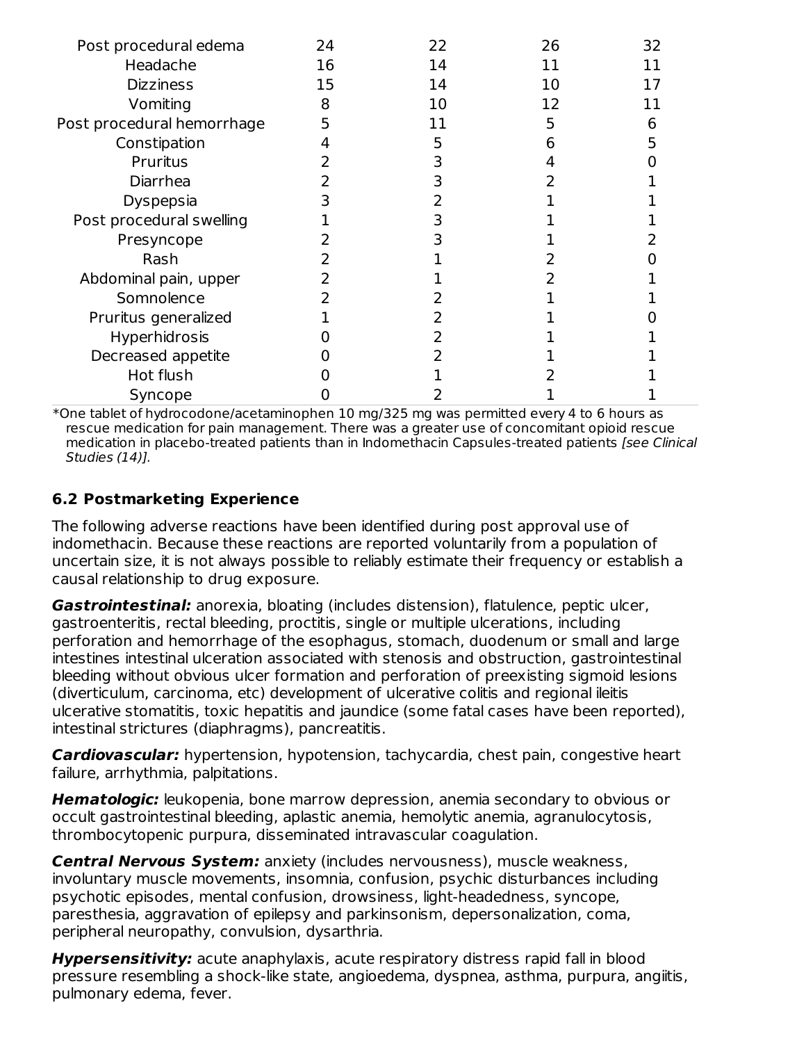| | | | | |
|---|---|---|---|---|
| Post procedural edema | 24 | 22 | 26 | 32 |
| Headache | 16 | 14 | 11 | 11 |
| Dizziness | 15 | 14 | 10 | 17 |
| Vomiting | 8 | 10 | 12 | 11 |
| Post procedural hemorrhage | 5 | 11 | 5 | 6 |
| Constipation | 4 | 5 | 6 | 5 |
| Pruritus | 2 | 3 | 4 | 0 |
| Diarrhea | 2 | 3 | 2 | 1 |
| Dyspepsia | 3 | 2 | 1 | 1 |
| Post procedural swelling | 1 | 3 | 1 | 1 |
| Presyncope | 2 | 3 | 1 | 2 |
| Rash | 2 | 1 | 2 | 0 |
| Abdominal pain, upper | 2 | 1 | 2 | 1 |
| Somnolence | 2 | 2 | 1 | 1 |
| Pruritus generalized | 1 | 2 | 1 | 0 |
| Hyperhidrosis | 0 | 2 | 1 | 1 |
| Decreased appetite | 0 | 2 | 1 | 1 |
| Hot flush | 0 | 1 | 2 | 1 |
| Syncope | 0 | 2 | 1 | 1 |

*One tablet of hydrocodone/acetaminophen 10 mg/325 mg was permitted every 4 to 6 hours as rescue medication for pain management. There was a greater use of concomitant opioid rescue medication in placebo-treated patients than in Indomethacin Capsules-treated patients *[see Clinical Studies (14)]*.

### 6.2 Postmarketing Experience

The following adverse reactions have been identified during post approval use of indomethacin. Because these reactions are reported voluntarily from a population of uncertain size, it is not always possible to reliably estimate their frequency or establish a causal relationship to drug exposure.

***Gastrointestinal:*** anorexia, bloating (includes distension), flatulence, peptic ulcer, gastroenteritis, rectal bleeding, proctitis, single or multiple ulcerations, including perforation and hemorrhage of the esophagus, stomach, duodenum or small and large intestines intestinal ulceration associated with stenosis and obstruction, gastrointestinal bleeding without obvious ulcer formation and perforation of preexisting sigmoid lesions (diverticulum, carcinoma, etc) development of ulcerative colitis and regional ileitis ulcerative stomatitis, toxic hepatitis and jaundice (some fatal cases have been reported), intestinal strictures (diaphragms), pancreatitis.

***Cardiovascular:*** hypertension, hypotension, tachycardia, chest pain, congestive heart failure, arrhythmia, palpitations.

***Hematologic:*** leukopenia, bone marrow depression, anemia secondary to obvious or occult gastrointestinal bleeding, aplastic anemia, hemolytic anemia, agranulocytosis, thrombocytopenic purpura, disseminated intravascular coagulation.

***Central Nervous System:*** anxiety (includes nervousness), muscle weakness, involuntary muscle movements, insomnia, confusion, psychic disturbances including psychotic episodes, mental confusion, drowsiness, light-headedness, syncope, paresthesia, aggravation of epilepsy and parkinsonism, depersonalization, coma, peripheral neuropathy, convulsion, dysarthria.

***Hypersensitivity:*** acute anaphylaxis, acute respiratory distress rapid fall in blood pressure resembling a shock-like state, angioedema, dyspnea, asthma, purpura, angiitis, pulmonary edema, fever.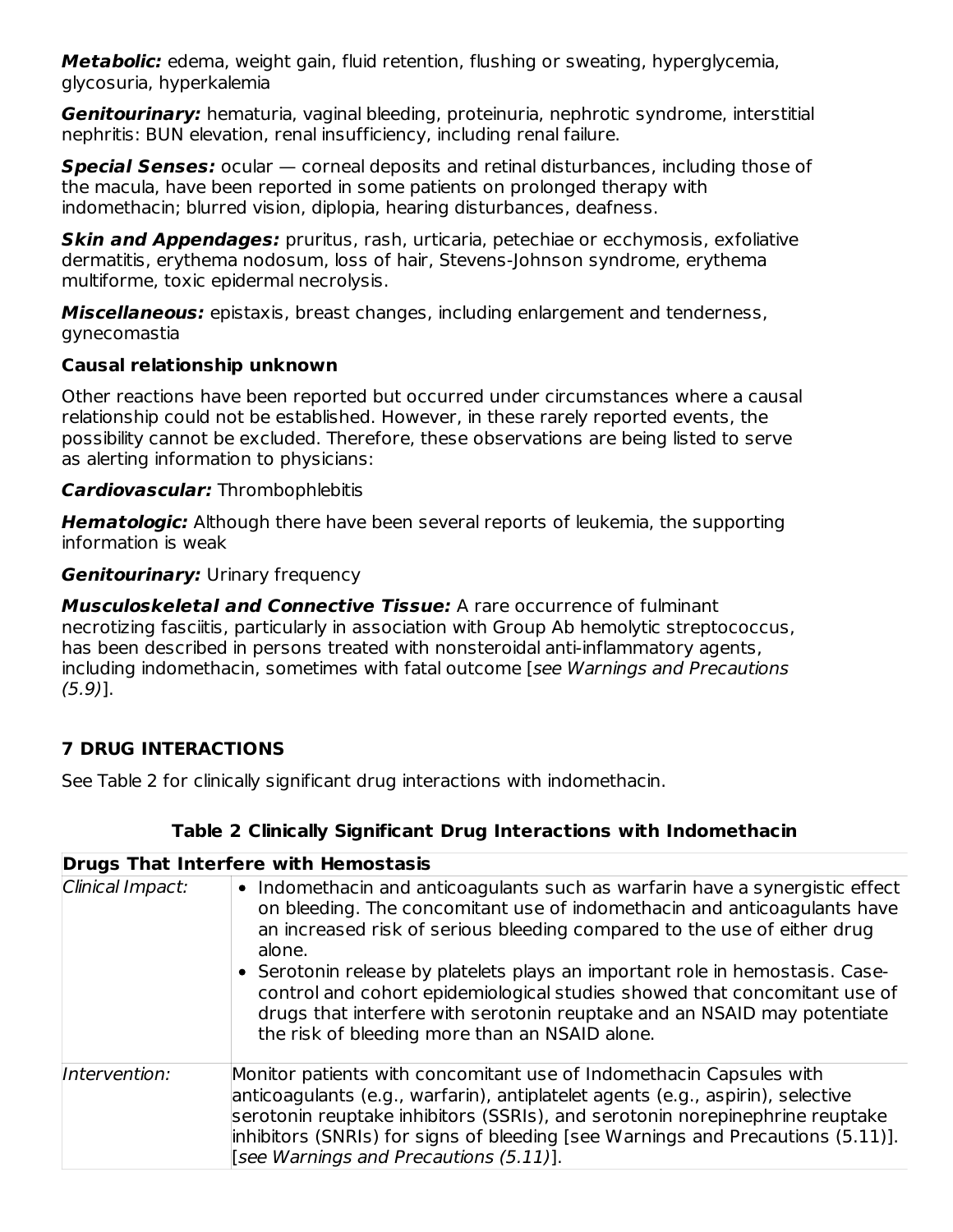***Metabolic:*** edema, weight gain, fluid retention, flushing or sweating, hyperglycemia, glycosuria, hyperkalemia

***Genitourinary:*** hematuria, vaginal bleeding, proteinuria, nephrotic syndrome, interstitial nephritis: BUN elevation, renal insufficiency, including renal failure.

***Special Senses:*** ocular — corneal deposits and retinal disturbances, including those of the macula, have been reported in some patients on prolonged therapy with indomethacin; blurred vision, diplopia, hearing disturbances, deafness.

***Skin and Appendages:*** pruritus, rash, urticaria, petechiae or ecchymosis, exfoliative dermatitis, erythema nodosum, loss of hair, Stevens-Johnson syndrome, erythema multiforme, toxic epidermal necrolysis.

***Miscellaneous:*** epistaxis, breast changes, including enlargement and tenderness, gynecomastia

**Causal relationship unknown**

Other reactions have been reported but occurred under circumstances where a causal relationship could not be established. However, in these rarely reported events, the possibility cannot be excluded. Therefore, these observations are being listed to serve as alerting information to physicians:

***Cardiovascular:*** Thrombophlebitis

***Hematologic:*** Although there have been several reports of leukemia, the supporting information is weak

***Genitourinary:*** Urinary frequency

***Musculoskeletal and Connective Tissue:*** A rare occurrence of fulminant necrotizing fasciitis, particularly in association with Group Ab hemolytic streptococcus, has been described in persons treated with nonsteroidal anti-inflammatory agents, including indomethacin, sometimes with fatal outcome [*see Warnings and Precautions (5.9)*].

## 7 DRUG INTERACTIONS

See Table 2 for clinically significant drug interactions with indomethacin.

**Table 2 Clinically Significant Drug Interactions with Indomethacin**

| **Drugs That Interfere with Hemostasis** | |
|---|---|
| *Clinical Impact:* | • Indomethacin and anticoagulants such as warfarin have a synergistic effect on bleeding. The concomitant use of indomethacin and anticoagulants have an increased risk of serious bleeding compared to the use of either drug alone.<br>• Serotonin release by platelets plays an important role in hemostasis. Case-control and cohort epidemiological studies showed that concomitant use of drugs that interfere with serotonin reuptake and an NSAID may potentiate the risk of bleeding more than an NSAID alone. |
| *Intervention:* | Monitor patients with concomitant use of Indomethacin Capsules with anticoagulants (e.g., warfarin), antiplatelet agents (e.g., aspirin), selective serotonin reuptake inhibitors (SSRIs), and serotonin norepinephrine reuptake inhibitors (SNRIs) for signs of bleeding [see Warnings and Precautions (5.11)]. [*see Warnings and Precautions (5.11)*]. |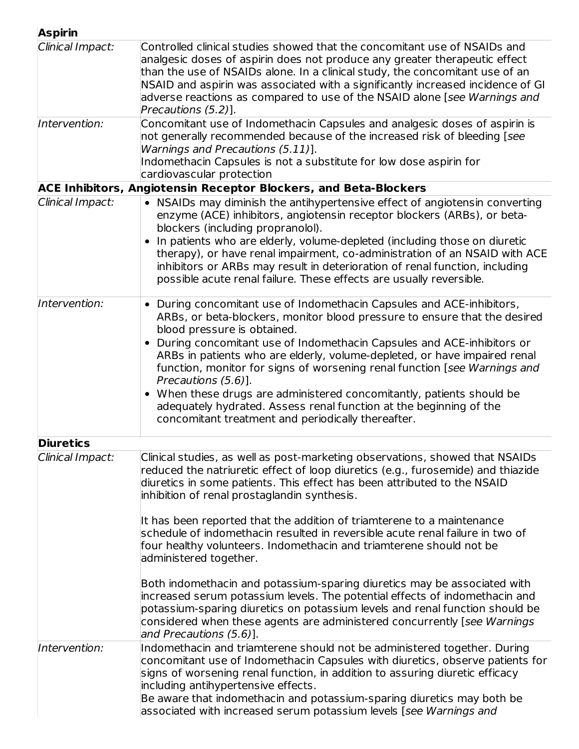| **Aspirin** | |
|---|---|
| *Clinical Impact:* | Controlled clinical studies showed that the concomitant use of NSAIDs and analgesic doses of aspirin does not produce any greater therapeutic effect than the use of NSAIDs alone. In a clinical study, the concomitant use of an NSAID and aspirin was associated with a significantly increased incidence of GI adverse reactions as compared to use of the NSAID alone [*see Warnings and Precautions (5.2)*]. |
| *Intervention:* | Concomitant use of Indomethacin Capsules and analgesic doses of aspirin is not generally recommended because of the increased risk of bleeding [*see Warnings and Precautions (5.11)*].<br>Indomethacin Capsules is not a substitute for low dose aspirin for cardiovascular protection |
| **ACE Inhibitors, Angiotensin Receptor Blockers, and Beta-Blockers** | |
| *Clinical Impact:* | • NSAIDs may diminish the antihypertensive effect of angiotensin converting enzyme (ACE) inhibitors, angiotensin receptor blockers (ARBs), or beta-blockers (including propranolol).<br>• In patients who are elderly, volume-depleted (including those on diuretic therapy), or have renal impairment, co-administration of an NSAID with ACE inhibitors or ARBs may result in deterioration of renal function, including possible acute renal failure. These effects are usually reversible. |
| *Intervention:* | • During concomitant use of Indomethacin Capsules and ACE-inhibitors, ARBs, or beta-blockers, monitor blood pressure to ensure that the desired blood pressure is obtained.<br>• During concomitant use of Indomethacin Capsules and ACE-inhibitors or ARBs in patients who are elderly, volume-depleted, or have impaired renal function, monitor for signs of worsening renal function [*see Warnings and Precautions (5.6)*].<br>• When these drugs are administered concomitantly, patients should be adequately hydrated. Assess renal function at the beginning of the concomitant treatment and periodically thereafter. |
| **Diuretics** | |
| *Clinical Impact:* | Clinical studies, as well as post-marketing observations, showed that NSAIDs reduced the natriuretic effect of loop diuretics (e.g., furosemide) and thiazide diuretics in some patients. This effect has been attributed to the NSAID inhibition of renal prostaglandin synthesis.<br><br>It has been reported that the addition of triamterene to a maintenance schedule of indomethacin resulted in reversible acute renal failure in two of four healthy volunteers. Indomethacin and triamterene should not be administered together.<br><br>Both indomethacin and potassium-sparing diuretics may be associated with increased serum potassium levels. The potential effects of indomethacin and potassium-sparing diuretics on potassium levels and renal function should be considered when these agents are administered concurrently [*see Warnings and Precautions (5.6)*]. |
| *Intervention:* | Indomethacin and triamterene should not be administered together. During concomitant use of Indomethacin Capsules with diuretics, observe patients for signs of worsening renal function, in addition to assuring diuretic efficacy including antihypertensive effects.<br>Be aware that indomethacin and potassium-sparing diuretics may both be associated with increased serum potassium levels [*see Warnings and* |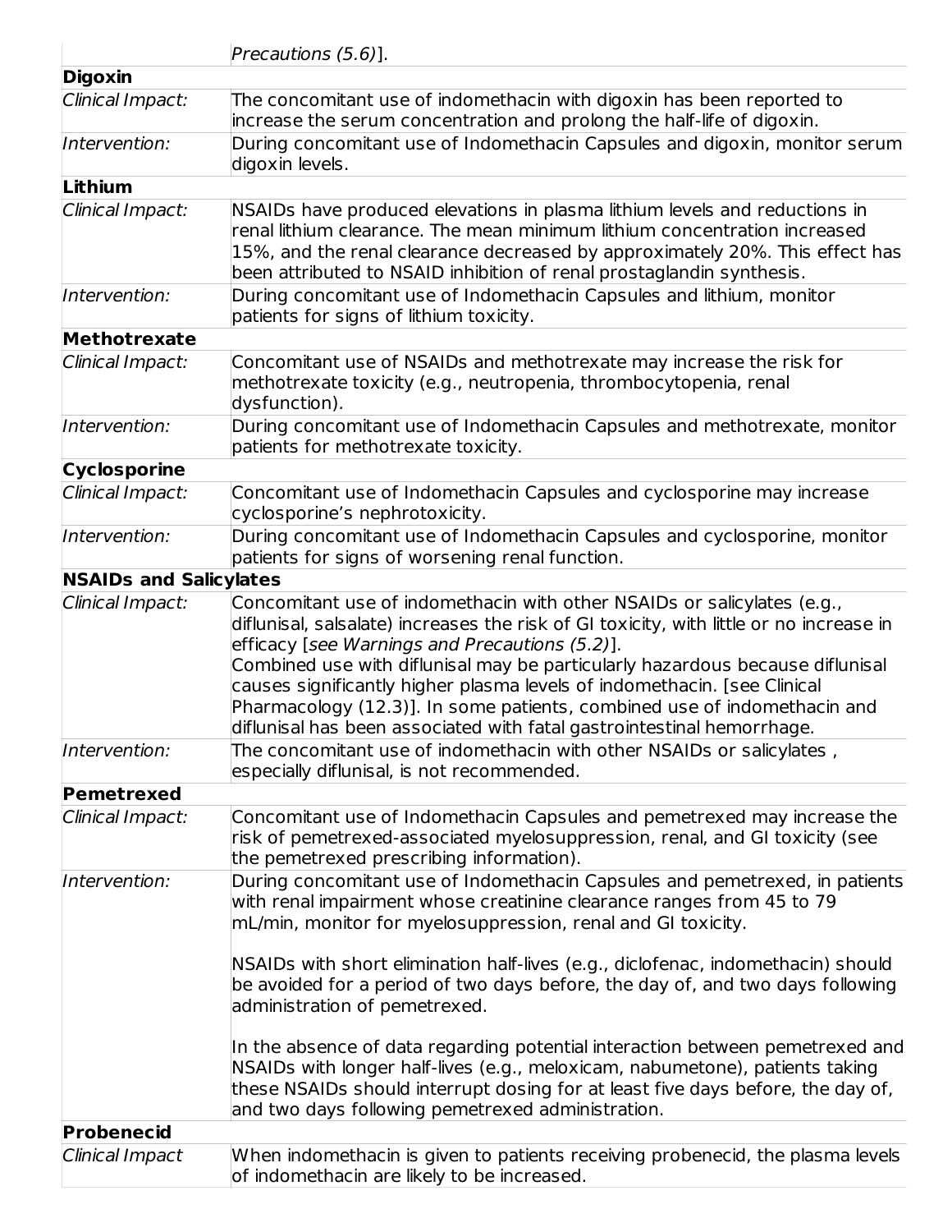| | |
|---|---|
| | *Precautions (5.6)*]. |
| **Digoxin** | |
| *Clinical Impact:* | The concomitant use of indomethacin with digoxin has been reported to increase the serum concentration and prolong the half-life of digoxin. |
| *Intervention:* | During concomitant use of Indomethacin Capsules and digoxin, monitor serum digoxin levels. |
| **Lithium** | |
| *Clinical Impact:* | NSAIDs have produced elevations in plasma lithium levels and reductions in renal lithium clearance. The mean minimum lithium concentration increased 15%, and the renal clearance decreased by approximately 20%. This effect has been attributed to NSAID inhibition of renal prostaglandin synthesis. |
| *Intervention:* | During concomitant use of Indomethacin Capsules and lithium, monitor patients for signs of lithium toxicity. |
| **Methotrexate** | |
| *Clinical Impact:* | Concomitant use of NSAIDs and methotrexate may increase the risk for methotrexate toxicity (e.g., neutropenia, thrombocytopenia, renal dysfunction). |
| *Intervention:* | During concomitant use of Indomethacin Capsules and methotrexate, monitor patients for methotrexate toxicity. |
| **Cyclosporine** | |
| *Clinical Impact:* | Concomitant use of Indomethacin Capsules and cyclosporine may increase cyclosporine's nephrotoxicity. |
| *Intervention:* | During concomitant use of Indomethacin Capsules and cyclosporine, monitor patients for signs of worsening renal function. |
| **NSAIDs and Salicylates** | |
| *Clinical Impact:* | Concomitant use of indomethacin with other NSAIDs or salicylates (e.g., diflunisal, salsalate) increases the risk of GI toxicity, with little or no increase in efficacy [*see Warnings and Precautions (5.2)*].<br>Combined use with diflunisal may be particularly hazardous because diflunisal causes significantly higher plasma levels of indomethacin. [see Clinical Pharmacology (12.3)]. In some patients, combined use of indomethacin and diflunisal has been associated with fatal gastrointestinal hemorrhage. |
| *Intervention:* | The concomitant use of indomethacin with other NSAIDs or salicylates , especially diflunisal, is not recommended. |
| **Pemetrexed** | |
| *Clinical Impact:* | Concomitant use of Indomethacin Capsules and pemetrexed may increase the risk of pemetrexed-associated myelosuppression, renal, and GI toxicity (see the pemetrexed prescribing information). |
| *Intervention:* | During concomitant use of Indomethacin Capsules and pemetrexed, in patients with renal impairment whose creatinine clearance ranges from 45 to 79 mL/min, monitor for myelosuppression, renal and GI toxicity.<br><br>NSAIDs with short elimination half-lives (e.g., diclofenac, indomethacin) should be avoided for a period of two days before, the day of, and two days following administration of pemetrexed.<br><br>In the absence of data regarding potential interaction between pemetrexed and NSAIDs with longer half-lives (e.g., meloxicam, nabumetone), patients taking these NSAIDs should interrupt dosing for at least five days before, the day of, and two days following pemetrexed administration. |
| **Probenecid** | |
| *Clinical Impact* | When indomethacin is given to patients receiving probenecid, the plasma levels of indomethacin are likely to be increased. |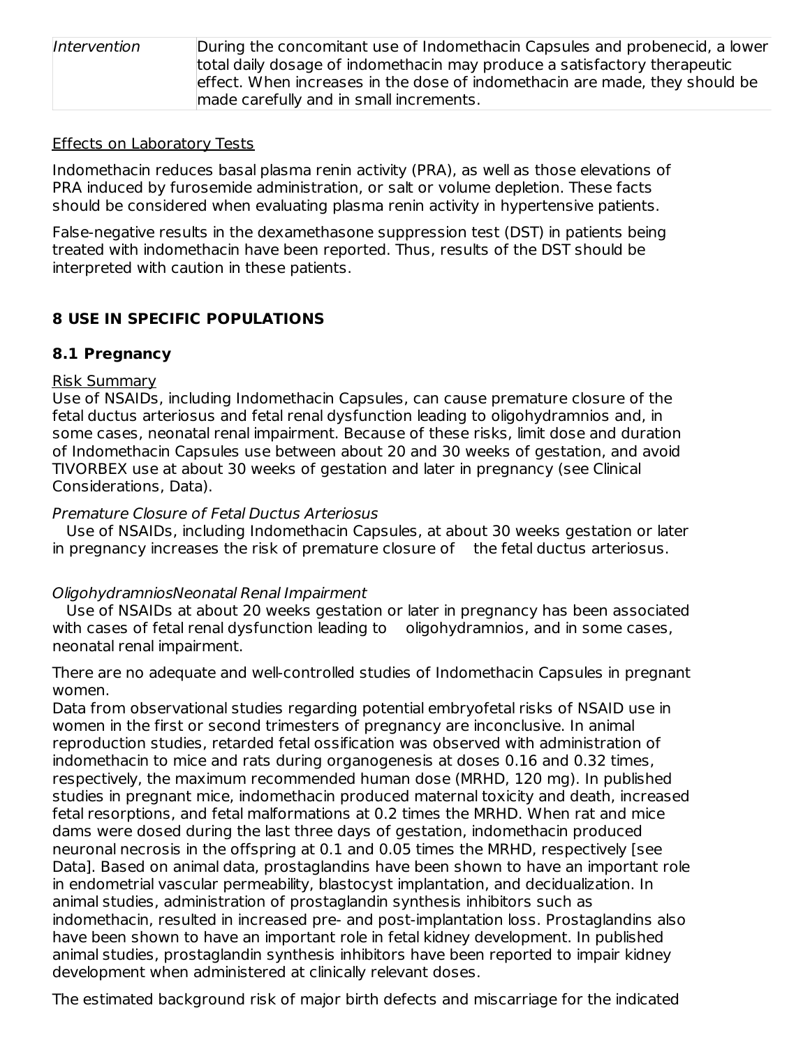| Intervention | During the concomitant use of Indomethacin Capsules and probenecid, a lower total daily dosage of indomethacin may produce a satisfactory therapeutic effect. When increases in the dose of indomethacin are made, they should be made carefully and in small increments. |
| --- | --- |

Effects on Laboratory Tests

Indomethacin reduces basal plasma renin activity (PRA), as well as those elevations of PRA induced by furosemide administration, or salt or volume depletion. These facts should be considered when evaluating plasma renin activity in hypertensive patients.

False-negative results in the dexamethasone suppression test (DST) in patients being treated with indomethacin have been reported. Thus, results of the DST should be interpreted with caution in these patients.

## 8 USE IN SPECIFIC POPULATIONS

### 8.1 Pregnancy

Risk Summary

Use of NSAIDs, including Indomethacin Capsules, can cause premature closure of the fetal ductus arteriosus and fetal renal dysfunction leading to oligohydramnios and, in some cases, neonatal renal impairment. Because of these risks, limit dose and duration of Indomethacin Capsules use between about 20 and 30 weeks of gestation, and avoid TIVORBEX use at about 30 weeks of gestation and later in pregnancy (see Clinical Considerations, Data).

*Premature Closure of Fetal Ductus Arteriosus*

Use of NSAIDs, including Indomethacin Capsules, at about 30 weeks gestation or later in pregnancy increases the risk of premature closure of the fetal ductus arteriosus.

*OligohydramniosNeonatal Renal Impairment*

Use of NSAIDs at about 20 weeks gestation or later in pregnancy has been associated with cases of fetal renal dysfunction leading to oligohydramnios, and in some cases, neonatal renal impairment.

There are no adequate and well-controlled studies of Indomethacin Capsules in pregnant women.

Data from observational studies regarding potential embryofetal risks of NSAID use in women in the first or second trimesters of pregnancy are inconclusive. In animal reproduction studies, retarded fetal ossification was observed with administration of indomethacin to mice and rats during organogenesis at doses 0.16 and 0.32 times, respectively, the maximum recommended human dose (MRHD, 120 mg). In published studies in pregnant mice, indomethacin produced maternal toxicity and death, increased fetal resorptions, and fetal malformations at 0.2 times the MRHD. When rat and mice dams were dosed during the last three days of gestation, indomethacin produced neuronal necrosis in the offspring at 0.1 and 0.05 times the MRHD, respectively [see Data]. Based on animal data, prostaglandins have been shown to have an important role in endometrial vascular permeability, blastocyst implantation, and decidualization. In animal studies, administration of prostaglandin synthesis inhibitors such as indomethacin, resulted in increased pre- and post-implantation loss. Prostaglandins also have been shown to have an important role in fetal kidney development. In published animal studies, prostaglandin synthesis inhibitors have been reported to impair kidney development when administered at clinically relevant doses.

The estimated background risk of major birth defects and miscarriage for the indicated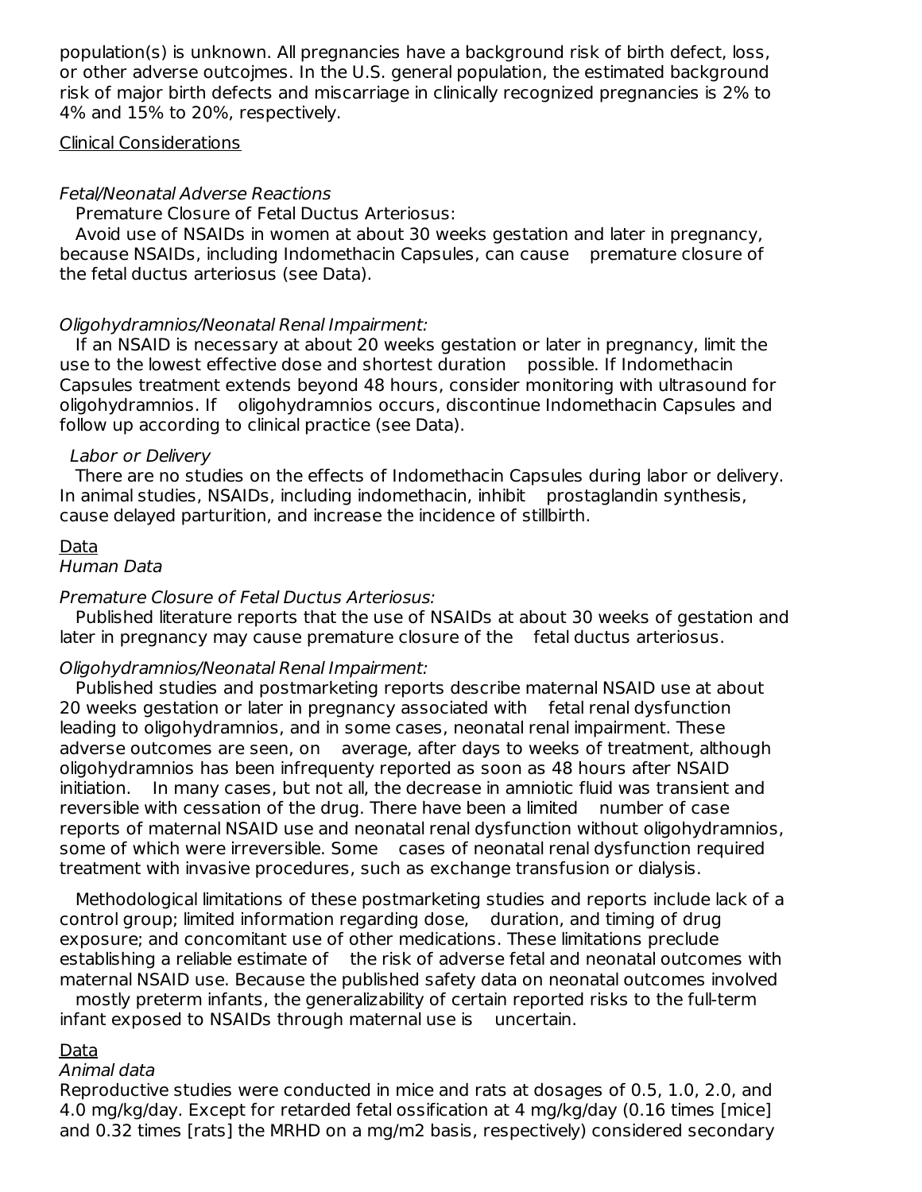population(s) is unknown. All pregnancies have a background risk of birth defect, loss, or other adverse outcojmes. In the U.S. general population, the estimated background risk of major birth defects and miscarriage in clinically recognized pregnancies is 2% to 4% and 15% to 20%, respectively.

Clinical Considerations

*Fetal/Neonatal Adverse Reactions*

Premature Closure of Fetal Ductus Arteriosus:

Avoid use of NSAIDs in women at about 30 weeks gestation and later in pregnancy, because NSAIDs, including Indomethacin Capsules, can cause premature closure of the fetal ductus arteriosus (see Data).

*Oligohydramnios/Neonatal Renal Impairment:*

If an NSAID is necessary at about 20 weeks gestation or later in pregnancy, limit the use to the lowest effective dose and shortest duration possible. If Indomethacin Capsules treatment extends beyond 48 hours, consider monitoring with ultrasound for oligohydramnios. If oligohydramnios occurs, discontinue Indomethacin Capsules and follow up according to clinical practice (see Data).

*Labor or Delivery*

There are no studies on the effects of Indomethacin Capsules during labor or delivery. In animal studies, NSAIDs, including indomethacin, inhibit prostaglandin synthesis, cause delayed parturition, and increase the incidence of stillbirth.

Data

*Human Data*

*Premature Closure of Fetal Ductus Arteriosus:*

Published literature reports that the use of NSAIDs at about 30 weeks of gestation and later in pregnancy may cause premature closure of the fetal ductus arteriosus.

*Oligohydramnios/Neonatal Renal Impairment:*

Published studies and postmarketing reports describe maternal NSAID use at about 20 weeks gestation or later in pregnancy associated with fetal renal dysfunction leading to oligohydramnios, and in some cases, neonatal renal impairment. These adverse outcomes are seen, on average, after days to weeks of treatment, although oligohydramnios has been infrequenty reported as soon as 48 hours after NSAID initiation. In many cases, but not all, the decrease in amniotic fluid was transient and reversible with cessation of the drug. There have been a limited number of case reports of maternal NSAID use and neonatal renal dysfunction without oligohydramnios, some of which were irreversible. Some cases of neonatal renal dysfunction required treatment with invasive procedures, such as exchange transfusion or dialysis.

Methodological limitations of these postmarketing studies and reports include lack of a control group; limited information regarding dose, duration, and timing of drug exposure; and concomitant use of other medications. These limitations preclude establishing a reliable estimate of the risk of adverse fetal and neonatal outcomes with maternal NSAID use. Because the published safety data on neonatal outcomes involved mostly preterm infants, the generalizability of certain reported risks to the full-term infant exposed to NSAIDs through maternal use is uncertain.

Data

*Animal data*

Reproductive studies were conducted in mice and rats at dosages of 0.5, 1.0, 2.0, and 4.0 mg/kg/day. Except for retarded fetal ossification at 4 mg/kg/day (0.16 times [mice] and 0.32 times [rats] the MRHD on a mg/m2 basis, respectively) considered secondary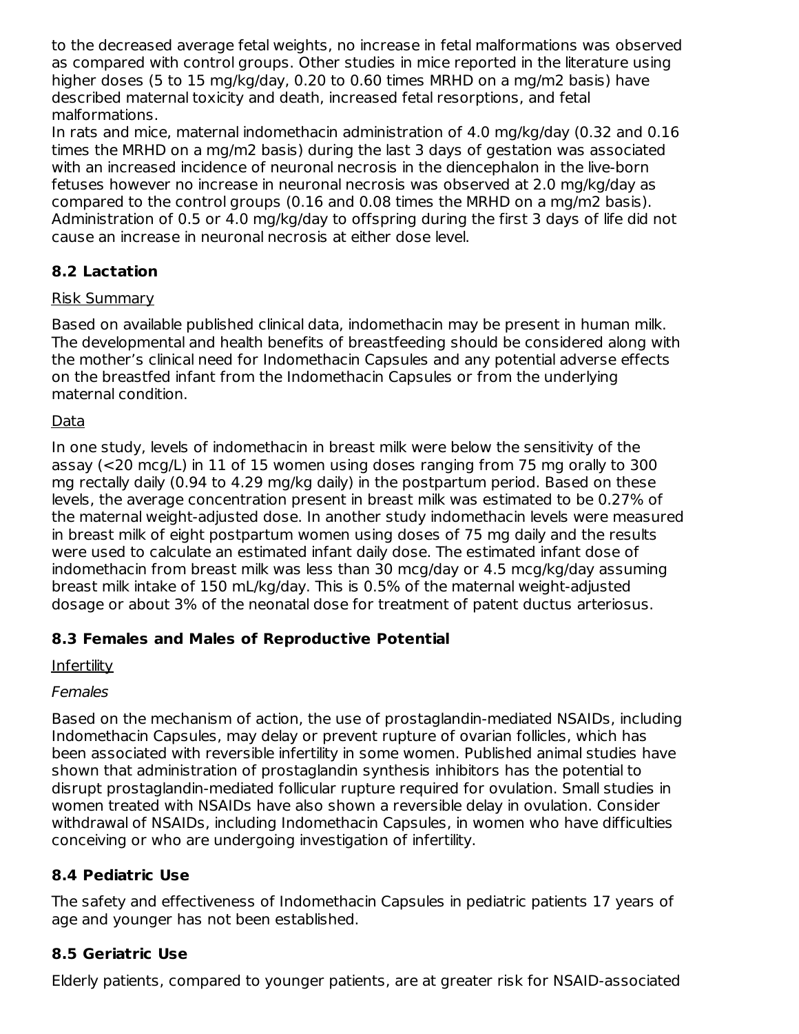to the decreased average fetal weights, no increase in fetal malformations was observed as compared with control groups. Other studies in mice reported in the literature using higher doses (5 to 15 mg/kg/day, 0.20 to 0.60 times MRHD on a mg/m2 basis) have described maternal toxicity and death, increased fetal resorptions, and fetal malformations.

In rats and mice, maternal indomethacin administration of 4.0 mg/kg/day (0.32 and 0.16 times the MRHD on a mg/m2 basis) during the last 3 days of gestation was associated with an increased incidence of neuronal necrosis in the diencephalon in the live-born fetuses however no increase in neuronal necrosis was observed at 2.0 mg/kg/day as compared to the control groups (0.16 and 0.08 times the MRHD on a mg/m2 basis). Administration of 0.5 or 4.0 mg/kg/day to offspring during the first 3 days of life did not cause an increase in neuronal necrosis at either dose level.

## 8.2 Lactation

Risk Summary

Based on available published clinical data, indomethacin may be present in human milk. The developmental and health benefits of breastfeeding should be considered along with the mother's clinical need for Indomethacin Capsules and any potential adverse effects on the breastfed infant from the Indomethacin Capsules or from the underlying maternal condition.

Data

In one study, levels of indomethacin in breast milk were below the sensitivity of the assay (<20 mcg/L) in 11 of 15 women using doses ranging from 75 mg orally to 300 mg rectally daily (0.94 to 4.29 mg/kg daily) in the postpartum period. Based on these levels, the average concentration present in breast milk was estimated to be 0.27% of the maternal weight-adjusted dose. In another study indomethacin levels were measured in breast milk of eight postpartum women using doses of 75 mg daily and the results were used to calculate an estimated infant daily dose. The estimated infant dose of indomethacin from breast milk was less than 30 mcg/day or 4.5 mcg/kg/day assuming breast milk intake of 150 mL/kg/day. This is 0.5% of the maternal weight-adjusted dosage or about 3% of the neonatal dose for treatment of patent ductus arteriosus.

## 8.3 Females and Males of Reproductive Potential

Infertility

*Females*

Based on the mechanism of action, the use of prostaglandin-mediated NSAIDs, including Indomethacin Capsules, may delay or prevent rupture of ovarian follicles, which has been associated with reversible infertility in some women. Published animal studies have shown that administration of prostaglandin synthesis inhibitors has the potential to disrupt prostaglandin-mediated follicular rupture required for ovulation. Small studies in women treated with NSAIDs have also shown a reversible delay in ovulation. Consider withdrawal of NSAIDs, including Indomethacin Capsules, in women who have difficulties conceiving or who are undergoing investigation of infertility.

## 8.4 Pediatric Use

The safety and effectiveness of Indomethacin Capsules in pediatric patients 17 years of age and younger has not been established.

## 8.5 Geriatric Use

Elderly patients, compared to younger patients, are at greater risk for NSAID-associated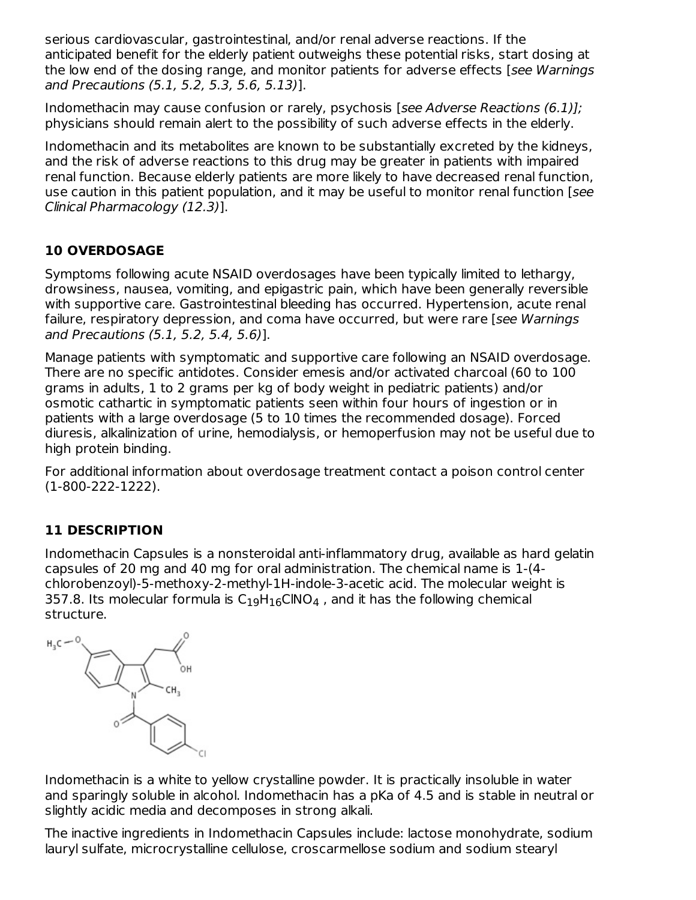serious cardiovascular, gastrointestinal, and/or renal adverse reactions. If the anticipated benefit for the elderly patient outweighs these potential risks, start dosing at the low end of the dosing range, and monitor patients for adverse effects [*see Warnings and Precautions (5.1, 5.2, 5.3, 5.6, 5.13)*].

Indomethacin may cause confusion or rarely, psychosis [*see Adverse Reactions (6.1)];* physicians should remain alert to the possibility of such adverse effects in the elderly.

Indomethacin and its metabolites are known to be substantially excreted by the kidneys, and the risk of adverse reactions to this drug may be greater in patients with impaired renal function. Because elderly patients are more likely to have decreased renal function, use caution in this patient population, and it may be useful to monitor renal function [*see Clinical Pharmacology (12.3)*].

## 10 OVERDOSAGE

Symptoms following acute NSAID overdosages have been typically limited to lethargy, drowsiness, nausea, vomiting, and epigastric pain, which have been generally reversible with supportive care. Gastrointestinal bleeding has occurred. Hypertension, acute renal failure, respiratory depression, and coma have occurred, but were rare [*see Warnings and Precautions (5.1, 5.2, 5.4, 5.6)*].

Manage patients with symptomatic and supportive care following an NSAID overdosage. There are no specific antidotes. Consider emesis and/or activated charcoal (60 to 100 grams in adults, 1 to 2 grams per kg of body weight in pediatric patients) and/or osmotic cathartic in symptomatic patients seen within four hours of ingestion or in patients with a large overdosage (5 to 10 times the recommended dosage). Forced diuresis, alkalinization of urine, hemodialysis, or hemoperfusion may not be useful due to high protein binding.

For additional information about overdosage treatment contact a poison control center (1-800-222-1222).

## 11 DESCRIPTION

Indomethacin Capsules is a nonsteroidal anti-inflammatory drug, available as hard gelatin capsules of 20 mg and 40 mg for oral administration. The chemical name is 1-(4-chlorobenzoyl)-5-methoxy-2-methyl-1H-indole-3-acetic acid. The molecular weight is 357.8. Its molecular formula is $C_{19}H_{16}ClNO_4$ , and it has the following chemical structure.

Indomethacin is a white to yellow crystalline powder. It is practically insoluble in water and sparingly soluble in alcohol. Indomethacin has a pKa of 4.5 and is stable in neutral or slightly acidic media and decomposes in strong alkali.

The inactive ingredients in Indomethacin Capsules include: lactose monohydrate, sodium lauryl sulfate, microcrystalline cellulose, croscarmellose sodium and sodium stearyl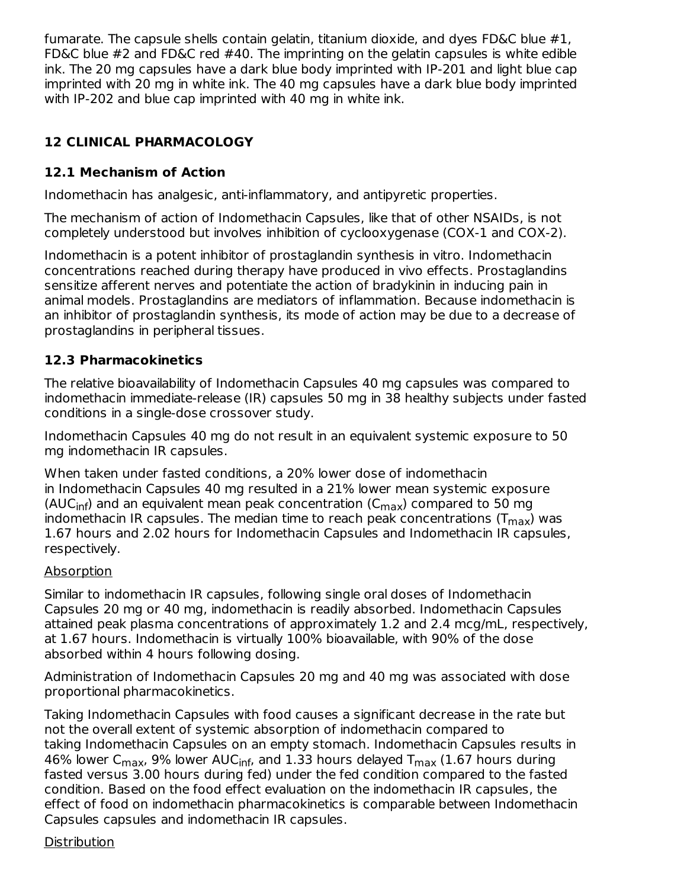fumarate. The capsule shells contain gelatin, titanium dioxide, and dyes FD&C blue #1, FD&C blue #2 and FD&C red #40. The imprinting on the gelatin capsules is white edible ink. The 20 mg capsules have a dark blue body imprinted with IP-201 and light blue cap imprinted with 20 mg in white ink. The 40 mg capsules have a dark blue body imprinted with IP-202 and blue cap imprinted with 40 mg in white ink.

## 12 CLINICAL PHARMACOLOGY

### 12.1 Mechanism of Action

Indomethacin has analgesic, anti-inflammatory, and antipyretic properties.

The mechanism of action of Indomethacin Capsules, like that of other NSAIDs, is not completely understood but involves inhibition of cyclooxygenase (COX-1 and COX-2).

Indomethacin is a potent inhibitor of prostaglandin synthesis in vitro. Indomethacin concentrations reached during therapy have produced in vivo effects. Prostaglandins sensitize afferent nerves and potentiate the action of bradykinin in inducing pain in animal models. Prostaglandins are mediators of inflammation. Because indomethacin is an inhibitor of prostaglandin synthesis, its mode of action may be due to a decrease of prostaglandins in peripheral tissues.

### 12.3 Pharmacokinetics

The relative bioavailability of Indomethacin Capsules 40 mg capsules was compared to indomethacin immediate-release (IR) capsules 50 mg in 38 healthy subjects under fasted conditions in a single-dose crossover study.

Indomethacin Capsules 40 mg do not result in an equivalent systemic exposure to 50 mg indomethacin IR capsules.

When taken under fasted conditions, a 20% lower dose of indomethacin in Indomethacin Capsules 40 mg resulted in a 21% lower mean systemic exposure ($AUC_{inf}$) and an equivalent mean peak concentration ($C_{max}$) compared to 50 mg indomethacin IR capsules. The median time to reach peak concentrations ($T_{max}$) was 1.67 hours and 2.02 hours for Indomethacin Capsules and Indomethacin IR capsules, respectively.

Absorption

Similar to indomethacin IR capsules, following single oral doses of Indomethacin Capsules 20 mg or 40 mg, indomethacin is readily absorbed. Indomethacin Capsules attained peak plasma concentrations of approximately 1.2 and 2.4 mcg/mL, respectively, at 1.67 hours. Indomethacin is virtually 100% bioavailable, with 90% of the dose absorbed within 4 hours following dosing.

Administration of Indomethacin Capsules 20 mg and 40 mg was associated with dose proportional pharmacokinetics.

Taking Indomethacin Capsules with food causes a significant decrease in the rate but not the overall extent of systemic absorption of indomethacin compared to taking Indomethacin Capsules on an empty stomach. Indomethacin Capsules results in 46% lower $C_{max}$, 9% lower $AUC_{inf}$, and 1.33 hours delayed $T_{max}$ (1.67 hours during fasted versus 3.00 hours during fed) under the fed condition compared to the fasted condition. Based on the food effect evaluation on the indomethacin IR capsules, the effect of food on indomethacin pharmacokinetics is comparable between Indomethacin Capsules capsules and indomethacin IR capsules.

Distribution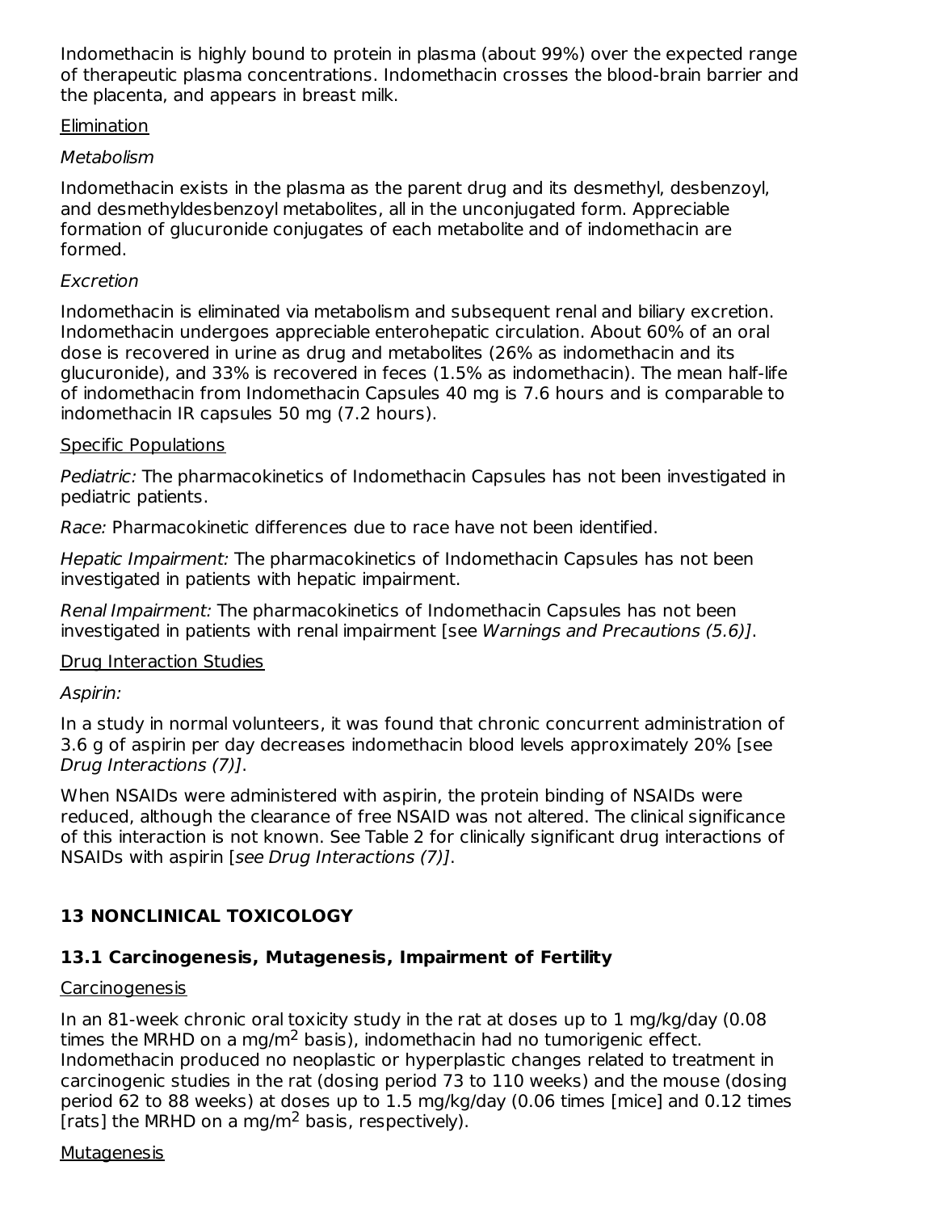Indomethacin is highly bound to protein in plasma (about 99%) over the expected range of therapeutic plasma concentrations. Indomethacin crosses the blood-brain barrier and the placenta, and appears in breast milk.

Elimination

*Metabolism*

Indomethacin exists in the plasma as the parent drug and its desmethyl, desbenzoyl, and desmethyldesbenzoyl metabolites, all in the unconjugated form. Appreciable formation of glucuronide conjugates of each metabolite and of indomethacin are formed.

*Excretion*

Indomethacin is eliminated via metabolism and subsequent renal and biliary excretion. Indomethacin undergoes appreciable enterohepatic circulation. About 60% of an oral dose is recovered in urine as drug and metabolites (26% as indomethacin and its glucuronide), and 33% is recovered in feces (1.5% as indomethacin). The mean half-life of indomethacin from Indomethacin Capsules 40 mg is 7.6 hours and is comparable to indomethacin IR capsules 50 mg (7.2 hours).

Specific Populations

*Pediatric:* The pharmacokinetics of Indomethacin Capsules has not been investigated in pediatric patients.

*Race:* Pharmacokinetic differences due to race have not been identified.

*Hepatic Impairment:* The pharmacokinetics of Indomethacin Capsules has not been investigated in patients with hepatic impairment.

*Renal Impairment:* The pharmacokinetics of Indomethacin Capsules has not been investigated in patients with renal impairment [see *Warnings and Precautions (5.6)]*.

Drug Interaction Studies

*Aspirin:*

In a study in normal volunteers, it was found that chronic concurrent administration of 3.6 g of aspirin per day decreases indomethacin blood levels approximately 20% [see *Drug Interactions (7)]*.

When NSAIDs were administered with aspirin, the protein binding of NSAIDs were reduced, although the clearance of free NSAID was not altered. The clinical significance of this interaction is not known. See Table 2 for clinically significant drug interactions of NSAIDs with aspirin [*see Drug Interactions (7)]*.

## 13 NONCLINICAL TOXICOLOGY

### 13.1 Carcinogenesis, Mutagenesis, Impairment of Fertility

Carcinogenesis

In an 81-week chronic oral toxicity study in the rat at doses up to 1 mg/kg/day (0.08 times the MRHD on a mg/$m^2$ basis), indomethacin had no tumorigenic effect. Indomethacin produced no neoplastic or hyperplastic changes related to treatment in carcinogenic studies in the rat (dosing period 73 to 110 weeks) and the mouse (dosing period 62 to 88 weeks) at doses up to 1.5 mg/kg/day (0.06 times [mice] and 0.12 times [rats] the MRHD on a mg/$m^2$ basis, respectively).

Mutagenesis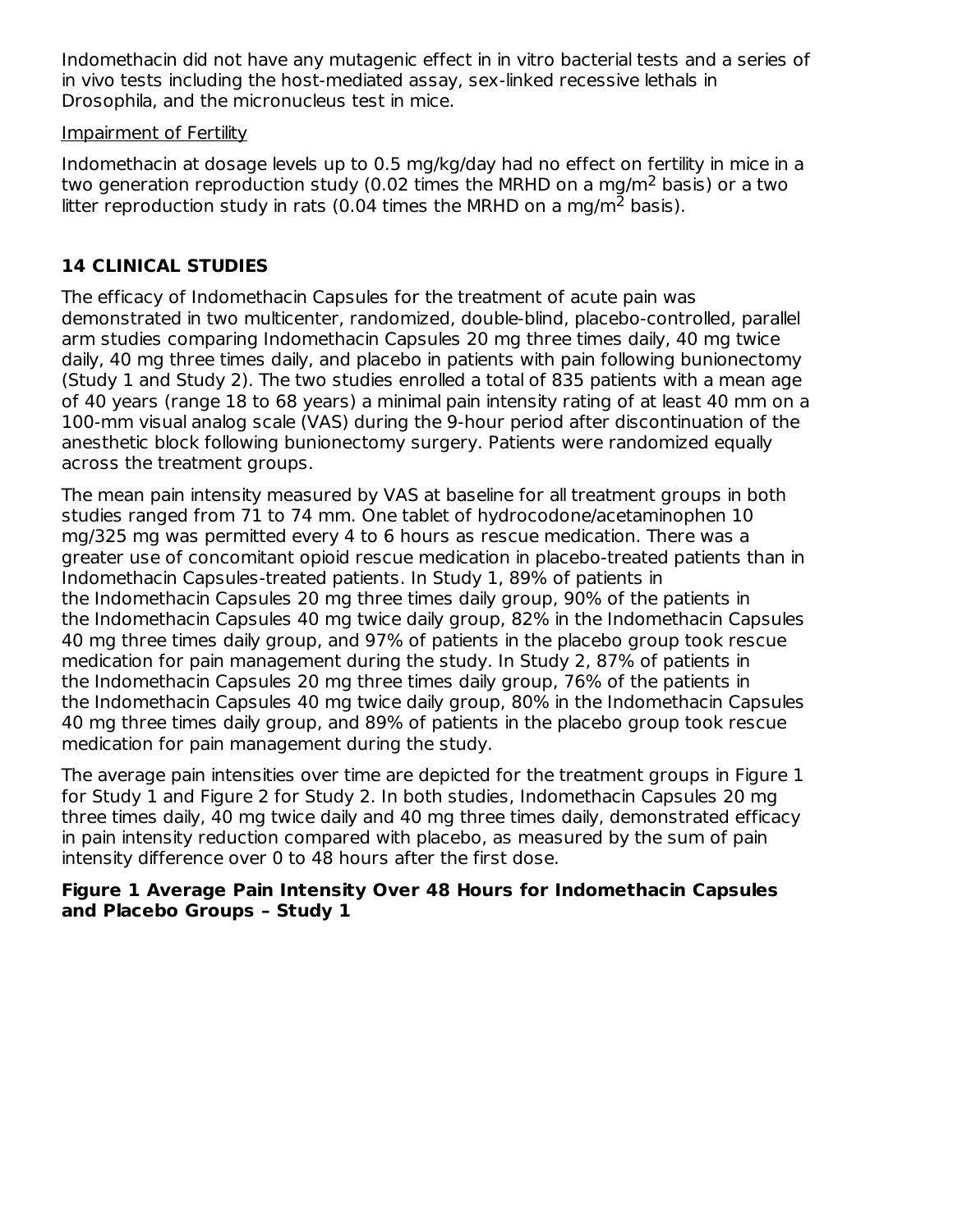Indomethacin did not have any mutagenic effect in in vitro bacterial tests and a series of in vivo tests including the host-mediated assay, sex-linked recessive lethals in Drosophila, and the micronucleus test in mice.

Impairment of Fertility

Indomethacin at dosage levels up to 0.5 mg/kg/day had no effect on fertility in mice in a two generation reproduction study (0.02 times the MRHD on a mg/m$^2$ basis) or a two litter reproduction study in rats (0.04 times the MRHD on a mg/m$^2$ basis).

## 14 CLINICAL STUDIES

The efficacy of Indomethacin Capsules for the treatment of acute pain was demonstrated in two multicenter, randomized, double-blind, placebo-controlled, parallel arm studies comparing Indomethacin Capsules 20 mg three times daily, 40 mg twice daily, 40 mg three times daily, and placebo in patients with pain following bunionectomy (Study 1 and Study 2). The two studies enrolled a total of 835 patients with a mean age of 40 years (range 18 to 68 years) a minimal pain intensity rating of at least 40 mm on a 100-mm visual analog scale (VAS) during the 9-hour period after discontinuation of the anesthetic block following bunionectomy surgery. Patients were randomized equally across the treatment groups.

The mean pain intensity measured by VAS at baseline for all treatment groups in both studies ranged from 71 to 74 mm. One tablet of hydrocodone/acetaminophen 10 mg/325 mg was permitted every 4 to 6 hours as rescue medication. There was a greater use of concomitant opioid rescue medication in placebo-treated patients than in Indomethacin Capsules-treated patients. In Study 1, 89% of patients in the Indomethacin Capsules 20 mg three times daily group, 90% of the patients in the Indomethacin Capsules 40 mg twice daily group, 82% in the Indomethacin Capsules 40 mg three times daily group, and 97% of patients in the placebo group took rescue medication for pain management during the study. In Study 2, 87% of patients in the Indomethacin Capsules 20 mg three times daily group, 76% of the patients in the Indomethacin Capsules 40 mg twice daily group, 80% in the Indomethacin Capsules 40 mg three times daily group, and 89% of patients in the placebo group took rescue medication for pain management during the study.

The average pain intensities over time are depicted for the treatment groups in Figure 1 for Study 1 and Figure 2 for Study 2. In both studies, Indomethacin Capsules 20 mg three times daily, 40 mg twice daily and 40 mg three times daily, demonstrated efficacy in pain intensity reduction compared with placebo, as measured by the sum of pain intensity difference over 0 to 48 hours after the first dose.

**Figure 1 Average Pain Intensity Over 48 Hours for Indomethacin Capsules and Placebo Groups – Study 1**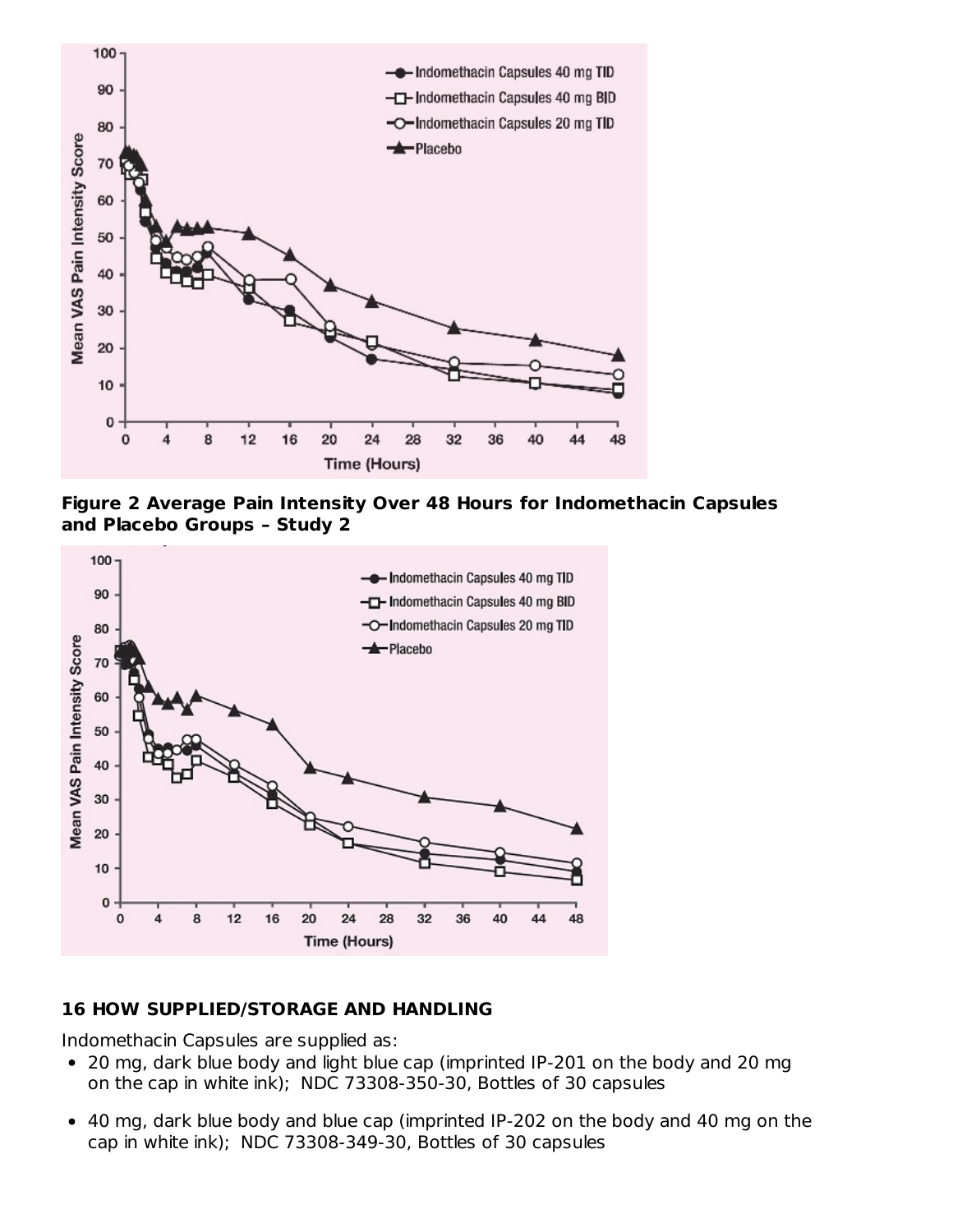**Figure 2 Average Pain Intensity Over 48 Hours for Indomethacin Capsules and Placebo Groups – Study 2**

## 16 HOW SUPPLIED/STORAGE AND HANDLING

Indomethacin Capsules are supplied as:

- 20 mg, dark blue body and light blue cap (imprinted IP-201 on the body and 20 mg on the cap in white ink); NDC 73308-350-30, Bottles of 30 capsules
- 40 mg, dark blue body and blue cap (imprinted IP-202 on the body and 40 mg on the cap in white ink); NDC 73308-349-30, Bottles of 30 capsules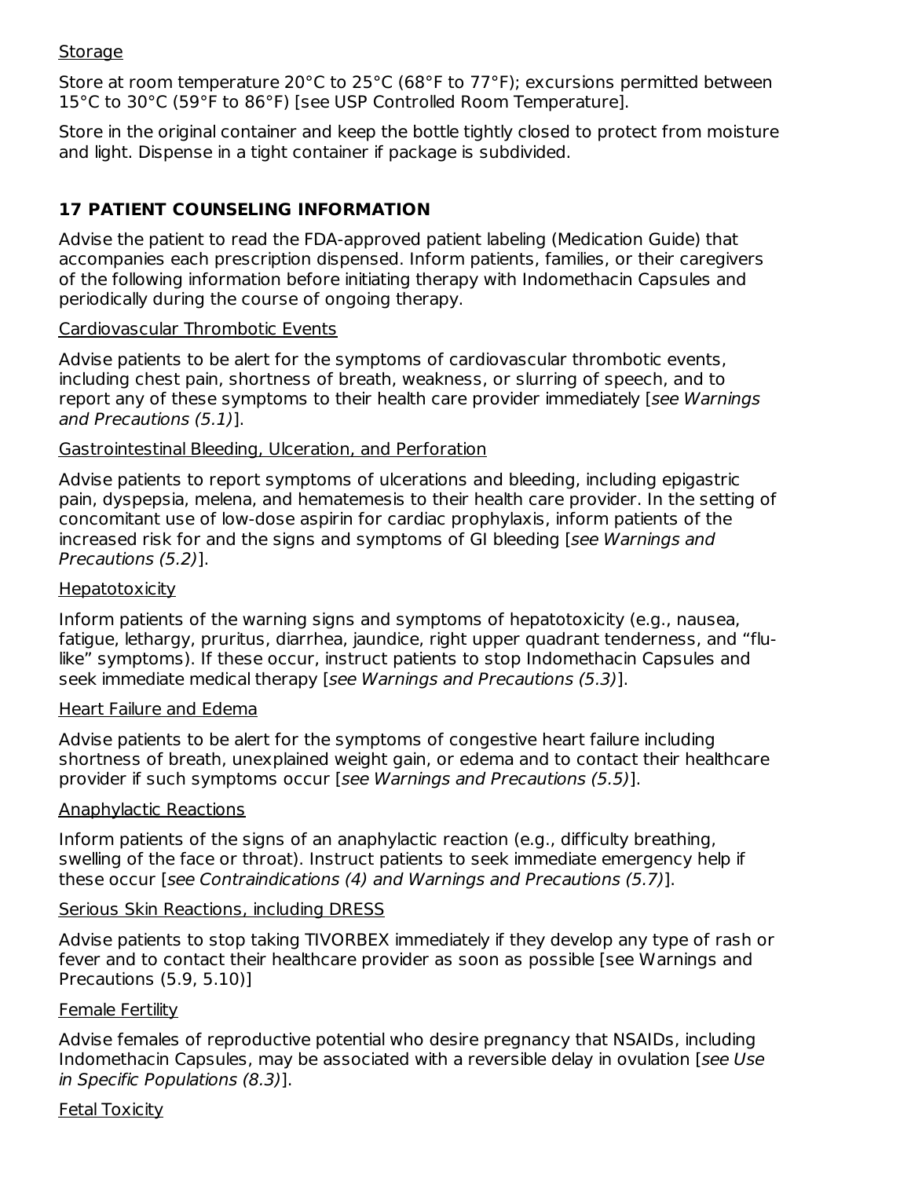Storage

Store at room temperature 20°C to 25°C (68°F to 77°F); excursions permitted between 15°C to 30°C (59°F to 86°F) [see USP Controlled Room Temperature].

Store in the original container and keep the bottle tightly closed to protect from moisture and light. Dispense in a tight container if package is subdivided.

## 17 PATIENT COUNSELING INFORMATION

Advise the patient to read the FDA-approved patient labeling (Medication Guide) that accompanies each prescription dispensed. Inform patients, families, or their caregivers of the following information before initiating therapy with Indomethacin Capsules and periodically during the course of ongoing therapy.

Cardiovascular Thrombotic Events

Advise patients to be alert for the symptoms of cardiovascular thrombotic events, including chest pain, shortness of breath, weakness, or slurring of speech, and to report any of these symptoms to their health care provider immediately [*see Warnings and Precautions (5.1)*].

Gastrointestinal Bleeding, Ulceration, and Perforation

Advise patients to report symptoms of ulcerations and bleeding, including epigastric pain, dyspepsia, melena, and hematemesis to their health care provider. In the setting of concomitant use of low-dose aspirin for cardiac prophylaxis, inform patients of the increased risk for and the signs and symptoms of GI bleeding [*see Warnings and Precautions (5.2)*].

Hepatotoxicity

Inform patients of the warning signs and symptoms of hepatotoxicity (e.g., nausea, fatigue, lethargy, pruritus, diarrhea, jaundice, right upper quadrant tenderness, and "flu-like" symptoms). If these occur, instruct patients to stop Indomethacin Capsules and seek immediate medical therapy [*see Warnings and Precautions (5.3)*].

Heart Failure and Edema

Advise patients to be alert for the symptoms of congestive heart failure including shortness of breath, unexplained weight gain, or edema and to contact their healthcare provider if such symptoms occur [*see Warnings and Precautions (5.5)*].

Anaphylactic Reactions

Inform patients of the signs of an anaphylactic reaction (e.g., difficulty breathing, swelling of the face or throat). Instruct patients to seek immediate emergency help if these occur [*see Contraindications (4) and Warnings and Precautions (5.7)*].

Serious Skin Reactions, including DRESS

Advise patients to stop taking TIVORBEX immediately if they develop any type of rash or fever and to contact their healthcare provider as soon as possible [see Warnings and Precautions (5.9, 5.10)]

Female Fertility

Advise females of reproductive potential who desire pregnancy that NSAIDs, including Indomethacin Capsules, may be associated with a reversible delay in ovulation [*see Use in Specific Populations (8.3)*].

Fetal Toxicity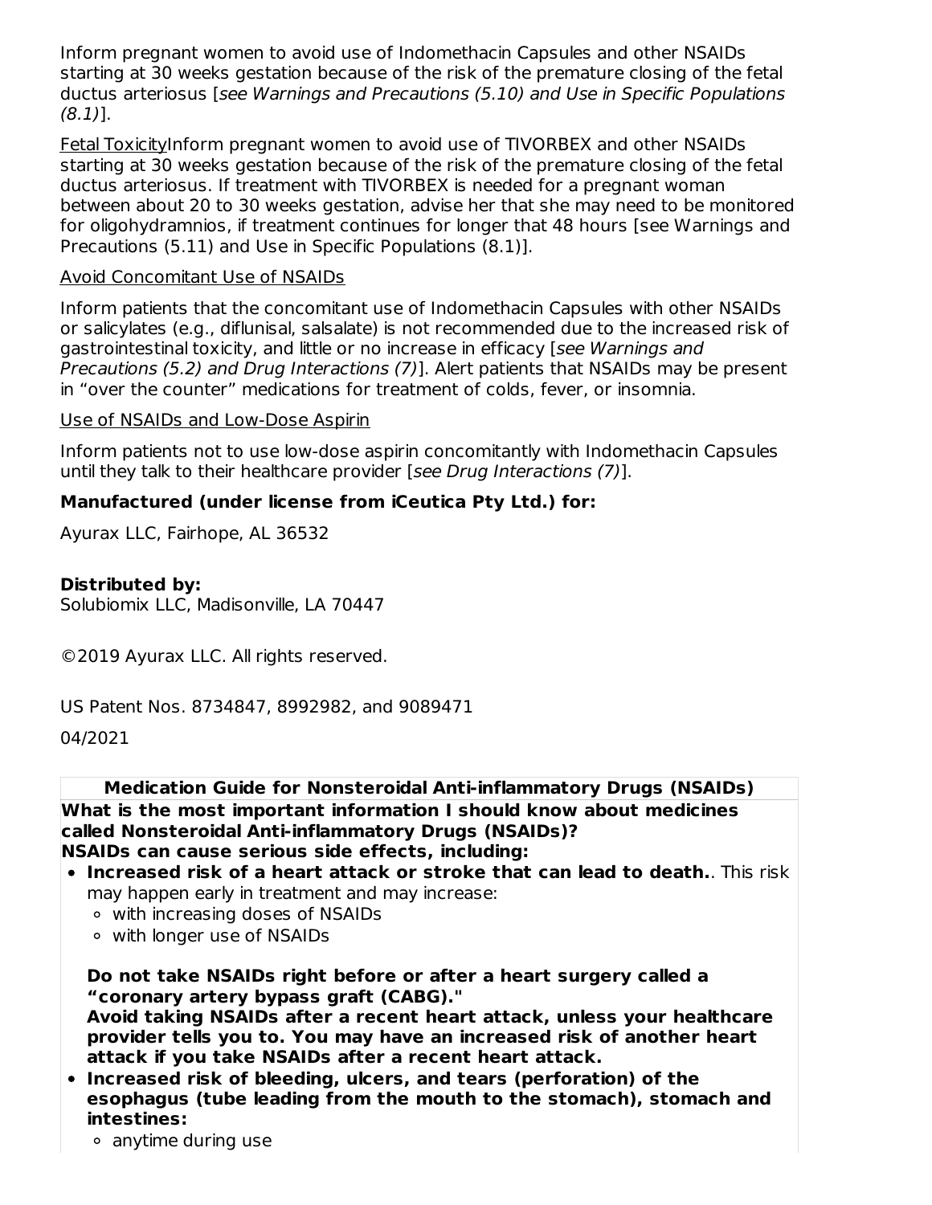Inform pregnant women to avoid use of Indomethacin Capsules and other NSAIDs starting at 30 weeks gestation because of the risk of the premature closing of the fetal ductus arteriosus [*see Warnings and Precautions (5.10) and Use in Specific Populations (8.1)*].

Fetal ToxicityInform pregnant women to avoid use of TIVORBEX and other NSAIDs starting at 30 weeks gestation because of the risk of the premature closing of the fetal ductus arteriosus. If treatment with TIVORBEX is needed for a pregnant woman between about 20 to 30 weeks gestation, advise her that she may need to be monitored for oligohydramnios, if treatment continues for longer that 48 hours [see Warnings and Precautions (5.11) and Use in Specific Populations (8.1)].

Avoid Concomitant Use of NSAIDs

Inform patients that the concomitant use of Indomethacin Capsules with other NSAIDs or salicylates (e.g., diflunisal, salsalate) is not recommended due to the increased risk of gastrointestinal toxicity, and little or no increase in efficacy [*see Warnings and Precautions (5.2) and Drug Interactions (7)*]. Alert patients that NSAIDs may be present in "over the counter" medications for treatment of colds, fever, or insomnia.

Use of NSAIDs and Low-Dose Aspirin

Inform patients not to use low-dose aspirin concomitantly with Indomethacin Capsules until they talk to their healthcare provider [*see Drug Interactions (7)*].

**Manufactured (under license from iCeutica Pty Ltd.) for:**

Ayurax LLC, Fairhope, AL 36532

**Distributed by:**
Solubiomix LLC, Madisonville, LA 70447

©2019 Ayurax LLC. All rights reserved.

US Patent Nos. 8734847, 8992982, and 9089471

04/2021

**Medication Guide for Nonsteroidal Anti-inflammatory Drugs (NSAIDs)**

**What is the most important information I should know about medicines called Nonsteroidal Anti-inflammatory Drugs (NSAIDs)?**
**NSAIDs can cause serious side effects, including:**

- **Increased risk of a heart attack or stroke that can lead to death.**. This risk may happen early in treatment and may increase:
  - with increasing doses of NSAIDs
  - with longer use of NSAIDs

  **Do not take NSAIDs right before or after a heart surgery called a "coronary artery bypass graft (CABG)."**
  **Avoid taking NSAIDs after a recent heart attack, unless your healthcare provider tells you to. You may have an increased risk of another heart attack if you take NSAIDs after a recent heart attack.**
- **Increased risk of bleeding, ulcers, and tears (perforation) of the esophagus (tube leading from the mouth to the stomach), stomach and intestines:**
  - anytime during use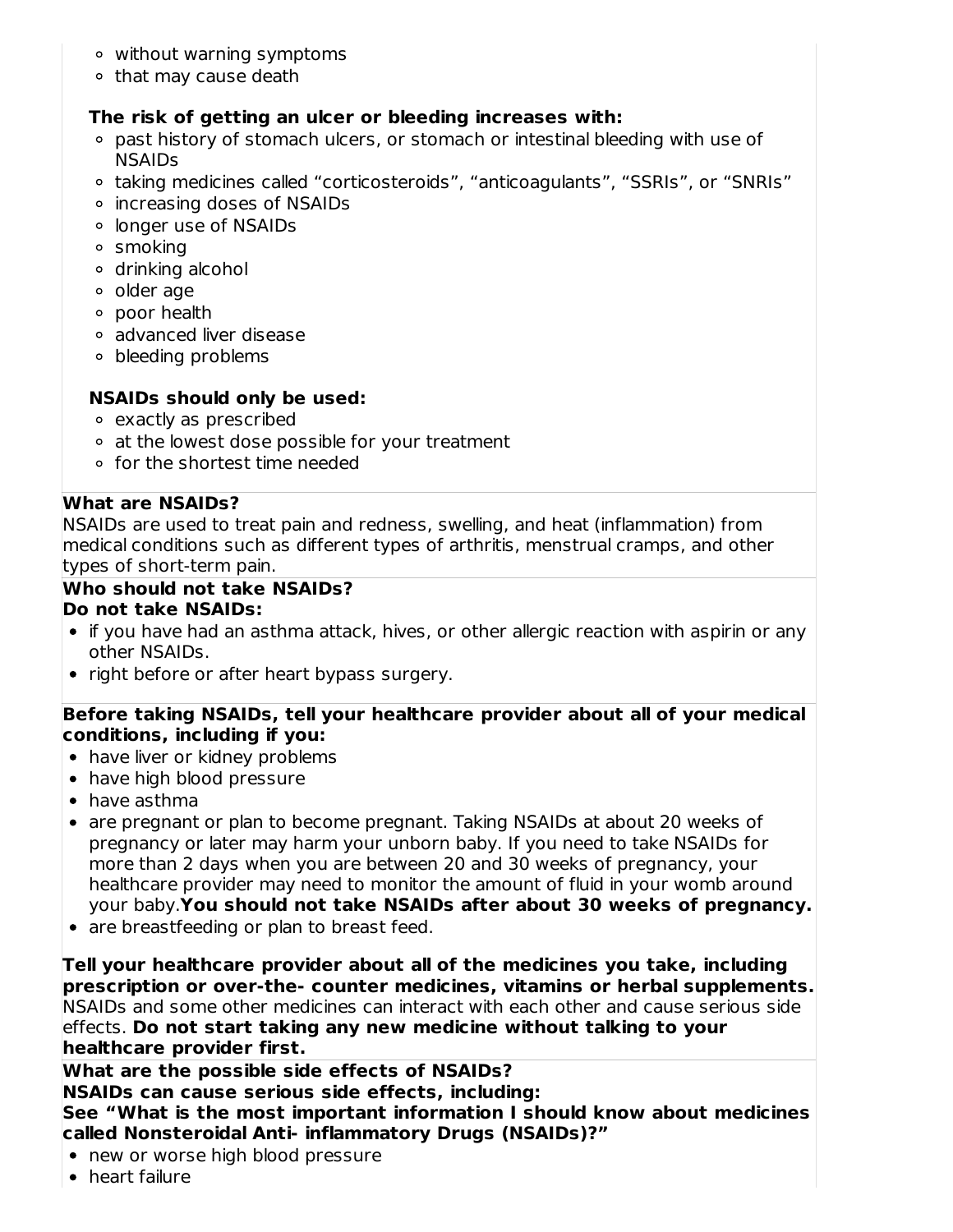- without warning symptoms
- that may cause death

**The risk of getting an ulcer or bleeding increases with:**

- past history of stomach ulcers, or stomach or intestinal bleeding with use of NSAIDs
- taking medicines called "corticosteroids", "anticoagulants", "SSRIs", or "SNRIs"
- increasing doses of NSAIDs
- longer use of NSAIDs
- smoking
- drinking alcohol
- older age
- poor health
- advanced liver disease
- bleeding problems

**NSAIDs should only be used:**

- exactly as prescribed
- at the lowest dose possible for your treatment
- for the shortest time needed

**What are NSAIDs?**

NSAIDs are used to treat pain and redness, swelling, and heat (inflammation) from medical conditions such as different types of arthritis, menstrual cramps, and other types of short-term pain.

**Who should not take NSAIDs?**

**Do not take NSAIDs:**

- if you have had an asthma attack, hives, or other allergic reaction with aspirin or any other NSAIDs.
- right before or after heart bypass surgery.

**Before taking NSAIDs, tell your healthcare provider about all of your medical conditions, including if you:**

- have liver or kidney problems
- have high blood pressure
- have asthma
- are pregnant or plan to become pregnant. Taking NSAIDs at about 20 weeks of pregnancy or later may harm your unborn baby. If you need to take NSAIDs for more than 2 days when you are between 20 and 30 weeks of pregnancy, your healthcare provider may need to monitor the amount of fluid in your womb around your baby.**You should not take NSAIDs after about 30 weeks of pregnancy.**
- are breastfeeding or plan to breast feed.

**Tell your healthcare provider about all of the medicines you take, including prescription or over-the- counter medicines, vitamins or herbal supplements.** NSAIDs and some other medicines can interact with each other and cause serious side effects. **Do not start taking any new medicine without talking to your healthcare provider first.**

**What are the possible side effects of NSAIDs?**

**NSAIDs can cause serious side effects, including:**

**See "What is the most important information I should know about medicines called Nonsteroidal Anti- inflammatory Drugs (NSAIDs)?"**

- new or worse high blood pressure
- heart failure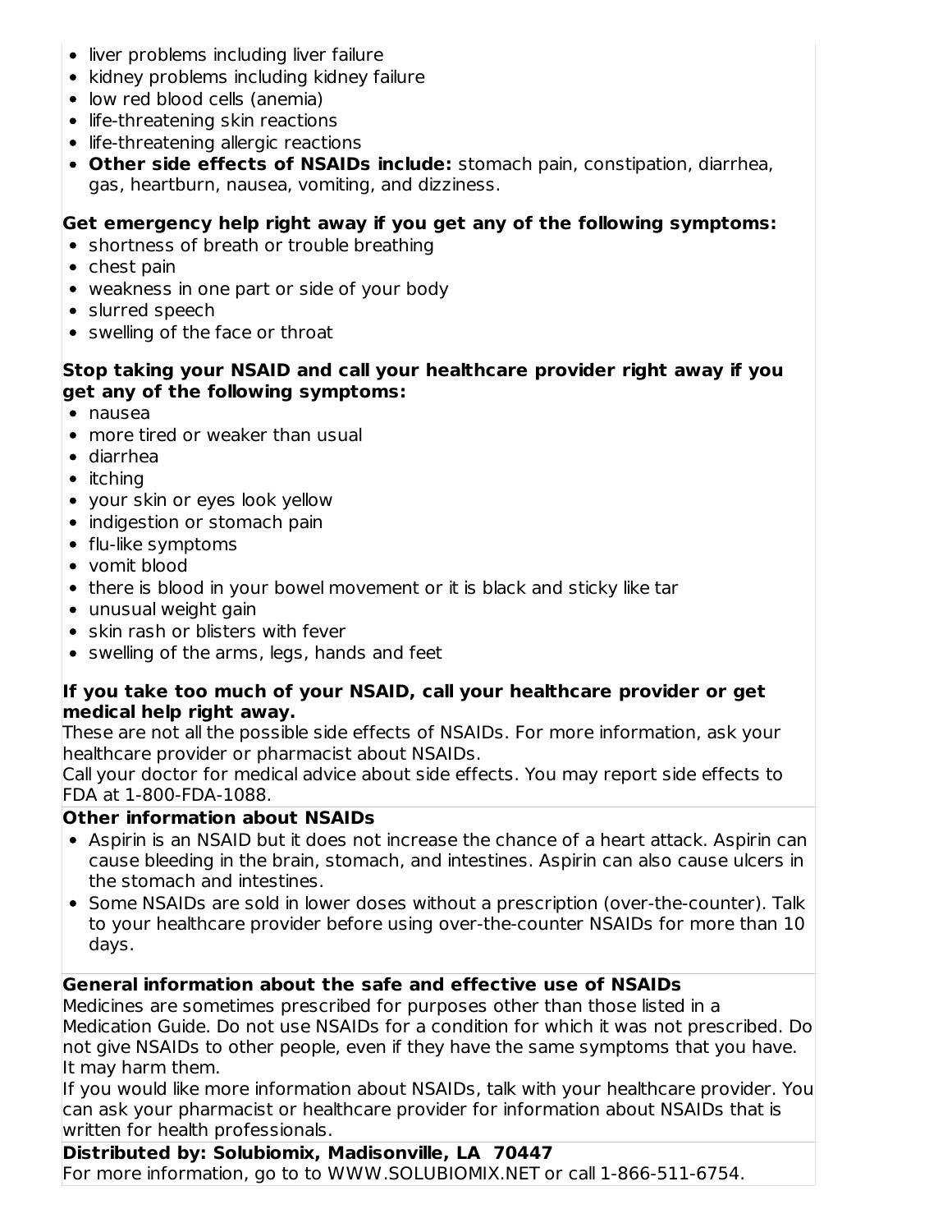- liver problems including liver failure
- kidney problems including kidney failure
- low red blood cells (anemia)
- life-threatening skin reactions
- life-threatening allergic reactions
- **Other side effects of NSAIDs include:** stomach pain, constipation, diarrhea, gas, heartburn, nausea, vomiting, and dizziness.

**Get emergency help right away if you get any of the following symptoms:**

- shortness of breath or trouble breathing
- chest pain
- weakness in one part or side of your body
- slurred speech
- swelling of the face or throat

**Stop taking your NSAID and call your healthcare provider right away if you get any of the following symptoms:**

- nausea
- more tired or weaker than usual
- diarrhea
- itching
- your skin or eyes look yellow
- indigestion or stomach pain
- flu-like symptoms
- vomit blood
- there is blood in your bowel movement or it is black and sticky like tar
- unusual weight gain
- skin rash or blisters with fever
- swelling of the arms, legs, hands and feet

**If you take too much of your NSAID, call your healthcare provider or get medical help right away.**

These are not all the possible side effects of NSAIDs. For more information, ask your healthcare provider or pharmacist about NSAIDs.

Call your doctor for medical advice about side effects. You may report side effects to FDA at 1-800-FDA-1088.

**Other information about NSAIDs**

- Aspirin is an NSAID but it does not increase the chance of a heart attack. Aspirin can cause bleeding in the brain, stomach, and intestines. Aspirin can also cause ulcers in the stomach and intestines.
- Some NSAIDs are sold in lower doses without a prescription (over-the-counter). Talk to your healthcare provider before using over-the-counter NSAIDs for more than 10 days.

**General information about the safe and effective use of NSAIDs**

Medicines are sometimes prescribed for purposes other than those listed in a Medication Guide. Do not use NSAIDs for a condition for which it was not prescribed. Do not give NSAIDs to other people, even if they have the same symptoms that you have. It may harm them.

If you would like more information about NSAIDs, talk with your healthcare provider. You can ask your pharmacist or healthcare provider for information about NSAIDs that is written for health professionals.

**Distributed by: Solubiomix, Madisonville, LA 70447**

For more information, go to to WWW.SOLUBIOMIX.NET or call 1-866-511-6754.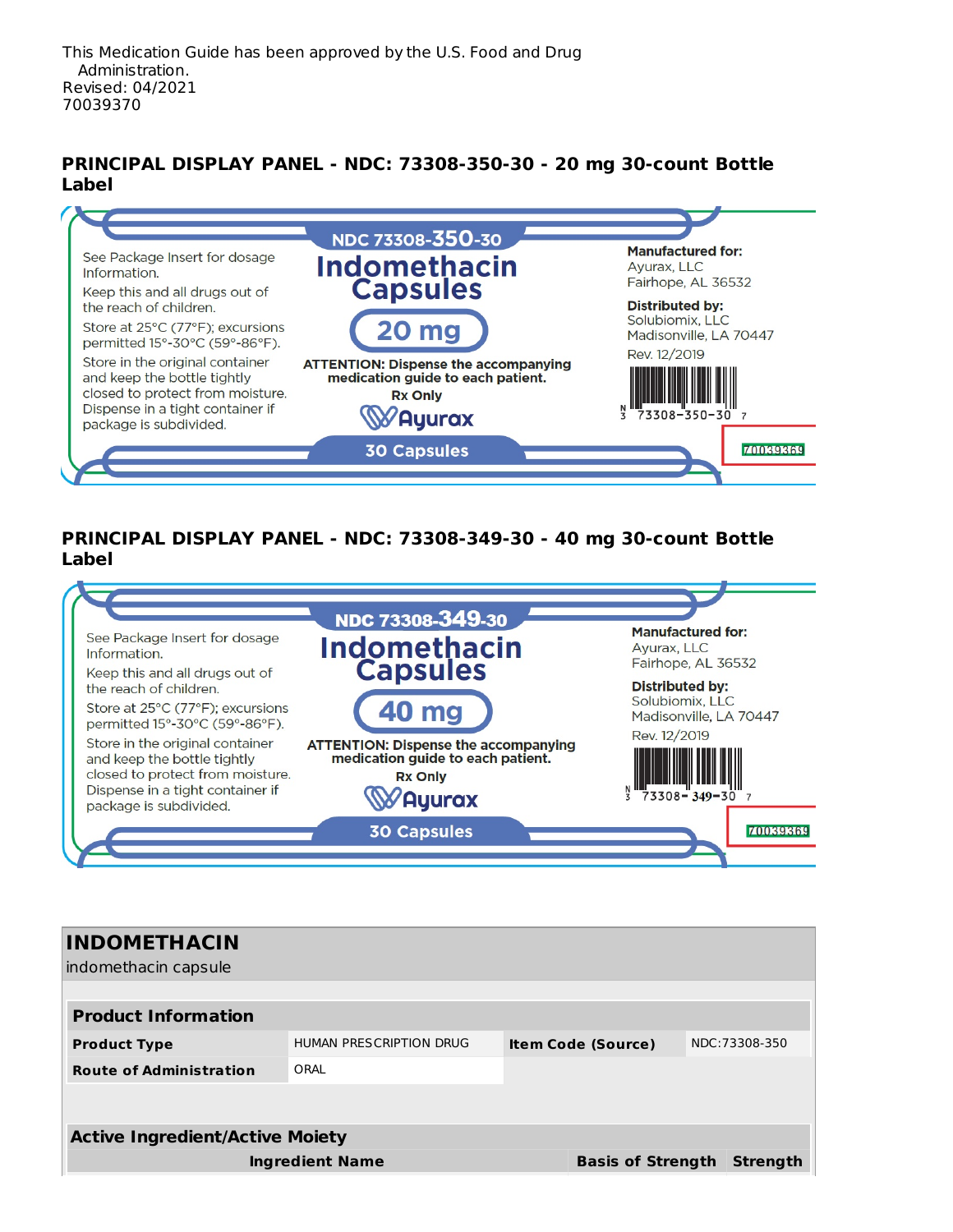This Medication Guide has been approved by the U.S. Food and Drug Administration.
Revised: 04/2021
70039370

## PRINCIPAL DISPLAY PANEL - NDC: 73308-350-30 - 20 mg 30-count Bottle Label

NDC 73308-350-30

**Indomethacin Capsules**

**20 mg**

See Package Insert for dosage Information.

Keep this and all drugs out of the reach of children.

Store at 25°C (77°F); excursions permitted 15°-30°C (59°-86°F).

Store in the original container and keep the bottle tightly closed to protect from moisture. Dispense in a tight container if package is subdivided.

**ATTENTION: Dispense the accompanying medication guide to each patient.**

**Rx Only**

Ayurax

30 Capsules

**Manufactured for:**
Ayurax, LLC
Fairhope, AL 36532

**Distributed by:**
Solubiomix, LLC
Madisonville, LA 70447

Rev. 12/2019

N 3 73308-350-30 7

70039369

## PRINCIPAL DISPLAY PANEL - NDC: 73308-349-30 - 40 mg 30-count Bottle Label

NDC 73308-349-30

**Indomethacin Capsules**

**40 mg**

See Package Insert for dosage Information.

Keep this and all drugs out of the reach of children.

Store at 25°C (77°F); excursions permitted 15°-30°C (59°-86°F).

Store in the original container and keep the bottle tightly closed to protect from moisture. Dispense in a tight container if package is subdivided.

**ATTENTION: Dispense the accompanying medication guide to each patient.**

**Rx Only**

Ayurax

30 Capsules

**Manufactured for:**
Ayurax, LLC
Fairhope, AL 36532

**Distributed by:**
Solubiomix, LLC
Madisonville, LA 70447

Rev. 12/2019

N 3 73308-349-30 7

70039369

## INDOMETHACIN

indomethacin capsule

| **Product Information** | | | |
|---|---|---|---|
| **Product Type** | HUMAN PRESCRIPTION DRUG | **Item Code (Source)** | NDC:73308-350 |
| **Route of Administration** | ORAL | | |

| **Active Ingredient/Active Moiety** | | |
|---|---|---|
| **Ingredient Name** | **Basis of Strength** | **Strength** |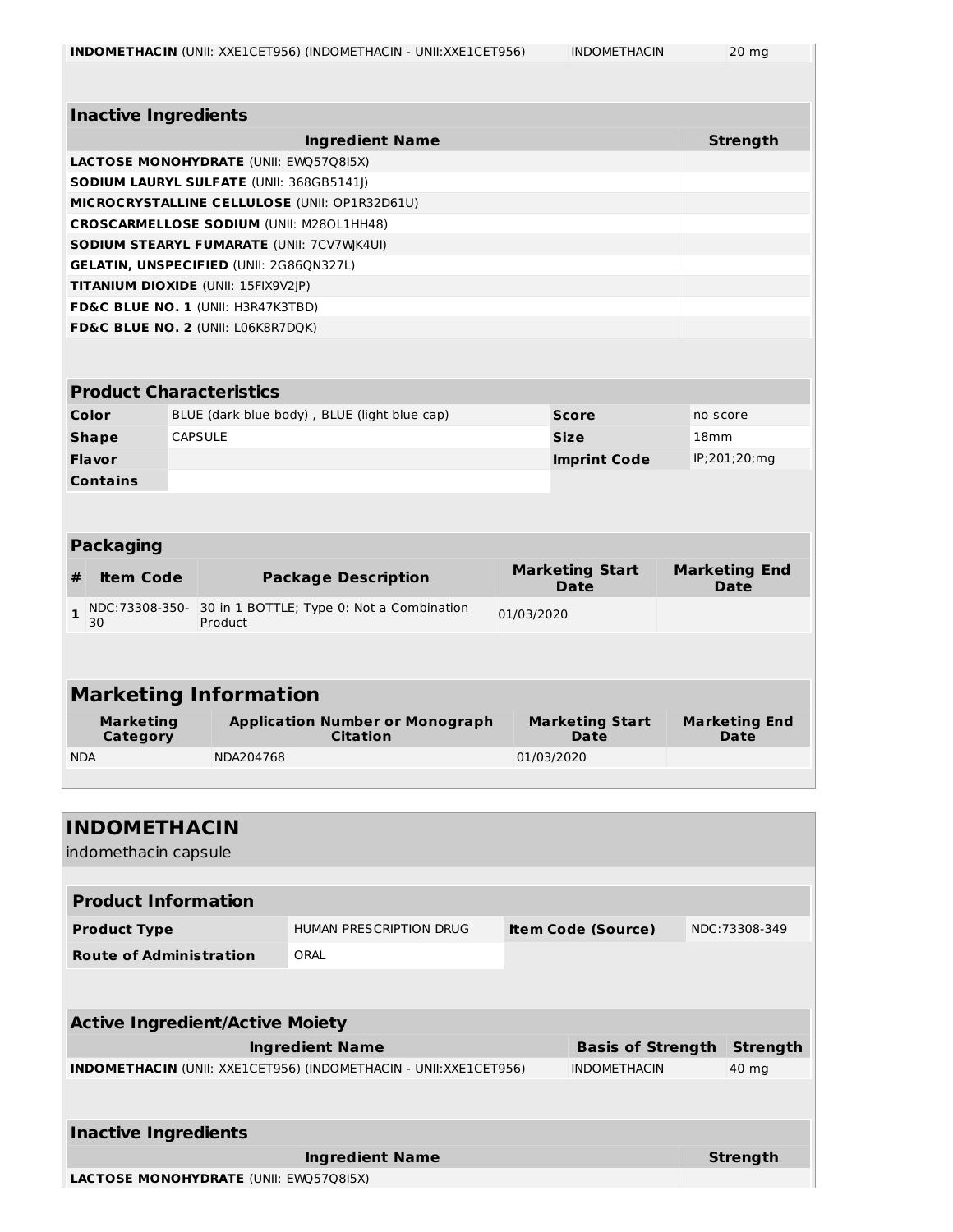| INDOMETHACIN (UNII: XXE1CET956) (INDOMETHACIN - UNII:XXE1CET956) | INDOMETHACIN | 20 mg |
|---|---|---|

| Inactive Ingredients | |
|---|---|
| **Ingredient Name** | **Strength** |
| **LACTOSE MONOHYDRATE** (UNII: EWQ57Q8I5X) | |
| **SODIUM LAURYL SULFATE** (UNII: 368GB5141J) | |
| **MICROCRYSTALLINE CELLULOSE** (UNII: OP1R32D61U) | |
| **CROSCARMELLOSE SODIUM** (UNII: M28OL1HH48) | |
| **SODIUM STEARYL FUMARATE** (UNII: 7CV7WJK4UI) | |
| **GELATIN, UNSPECIFIED** (UNII: 2G86QN327L) | |
| **TITANIUM DIOXIDE** (UNII: 15FIX9V2JP) | |
| **FD&C BLUE NO. 1** (UNII: H3R47K3TBD) | |
| **FD&C BLUE NO. 2** (UNII: L06K8R7DQK) | |

| Product Characteristics | | | |
|---|---|---|---|
| **Color** | BLUE (dark blue body) , BLUE (light blue cap) | **Score** | no score |
| **Shape** | CAPSULE | **Size** | 18mm |
| **Flavor** | | **Imprint Code** | IP;201;20;mg |
| **Contains** | | | |

| Packaging | | | | |
|---|---|---|---|---|
| **#** | **Item Code** | **Package Description** | **Marketing Start Date** | **Marketing End Date** |
| 1 | NDC:73308-350-30 | 30 in 1 BOTTLE; Type 0: Not a Combination Product | 01/03/2020 | |

| Marketing Information | | | |
|---|---|---|---|
| **Marketing Category** | **Application Number or Monograph Citation** | **Marketing Start Date** | **Marketing End Date** |
| NDA | NDA204768 | 01/03/2020 | |

## INDOMETHACIN

indomethacin capsule

| Product Information | | | |
|---|---|---|---|
| **Product Type** | HUMAN PRESCRIPTION DRUG | **Item Code (Source)** | NDC:73308-349 |
| **Route of Administration** | ORAL | | |

| Active Ingredient/Active Moiety | | |
|---|---|---|
| **Ingredient Name** | **Basis of Strength** | **Strength** |
| **INDOMETHACIN** (UNII: XXE1CET956) (INDOMETHACIN - UNII:XXE1CET956) | INDOMETHACIN | 40 mg |

| Inactive Ingredients | |
|---|---|
| **Ingredient Name** | **Strength** |
| **LACTOSE MONOHYDRATE** (UNII: EWQ57Q8I5X) | |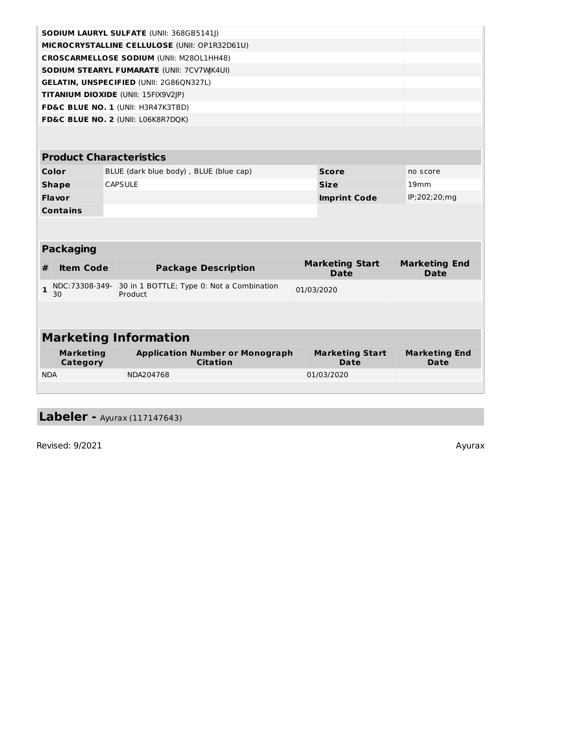| | |
|---|---|
| **SODIUM LAURYL SULFATE** (UNII: 368GB5141J) | |
| **MICROCRYSTALLINE CELLULOSE** (UNII: OP1R32D61U) | |
| **CROSCARMELLOSE SODIUM** (UNII: M28OL1HH48) | |
| **SODIUM STEARYL FUMARATE** (UNII: 7CV7WJK4UI) | |
| **GELATIN, UNSPECIFIED** (UNII: 2G86QN327L) | |
| **TITANIUM DIOXIDE** (UNII: 15FIX9V2JP) | |
| **FD&C BLUE NO. 1** (UNII: H3R47K3TBD) | |
| **FD&C BLUE NO. 2** (UNII: L06K8R7DQK) | |

**Product Characteristics**

| | | | |
|---|---|---|---|
| **Color** | BLUE (dark blue body) , BLUE (blue cap) | **Score** | no score |
| **Shape** | CAPSULE | **Size** | 19mm |
| **Flavor** | | **Imprint Code** | IP;202;20;mg |
| **Contains** | | | |

**Packaging**

| # | Item Code | Package Description | Marketing Start Date | Marketing End Date |
|---|---|---|---|---|
| 1 | NDC:73308-349-30 | 30 in 1 BOTTLE; Type 0: Not a Combination Product | 01/03/2020 | |

**Marketing Information**

| Marketing Category | Application Number or Monograph Citation | Marketing Start Date | Marketing End Date |
|---|---|---|---|
| NDA | NDA204768 | 01/03/2020 | |

## Labeler - Ayurax (117147643)

Revised: 9/2021

Ayurax